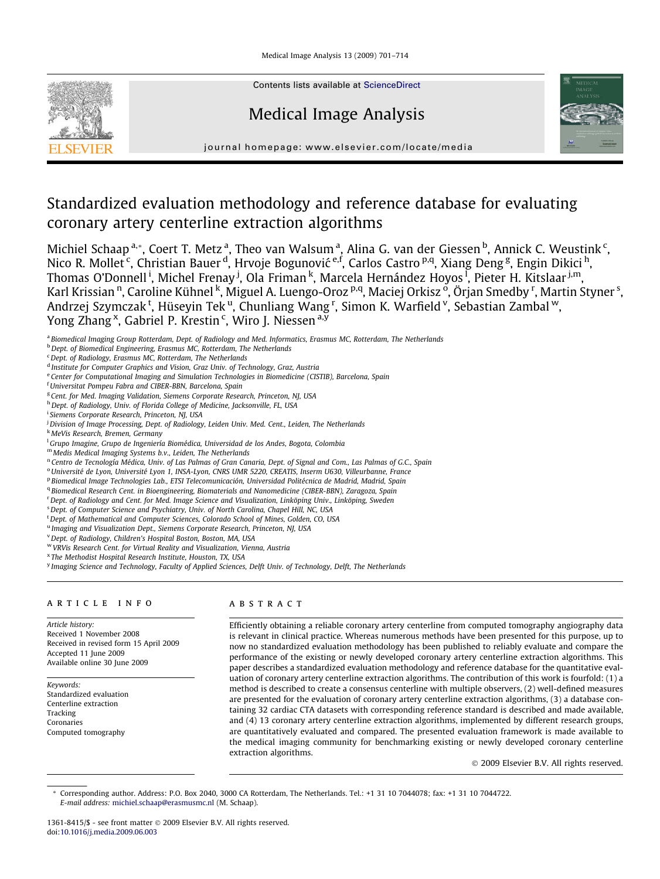# Standardized evaluation methodology and reference database for evaluating coronary artery centerline extraction algorithms

Michiel Schaap [a,*], Coert T. Metz [a], Theo van Walsum [a], Alina G. van der Giessen [b], Annick C. Weustink [c], Nico R. Mollet [c], Christian Bauer [d], Hrvoje Bogunović [e,f], Carlos Castro [p,q], Xiang Deng [g], Engin Dikici [h], Thomas O'Donnell [i], Michel Frenay [j], Ola Friman [k], Marcela Hernández Hoyos [l], Pieter H. Kitslaar [j,m], Karl Krissian [n], Caroline Kühnel [k], Miguel A. Luengo-Oroz [p,q], Maciej Orkisz [o], Örjan Smedby [r], Martin Styner [s], Andrzej Szymczak [t], Hüseyin Tek [u], Chunliang Wang [r], Simon K. Warfield [v], Sebastian Zambal [w], Yong Zhang [x], Gabriel P. Krestin [c], Wiro J. Niessen [a,y]

[a] *Biomedical Imaging Group Rotterdam, Dept. of Radiology and Med. Informatics, Erasmus MC, Rotterdam, The Netherlands*
[b] *Dept. of Biomedical Engineering, Erasmus MC, Rotterdam, The Netherlands*
[c] *Dept. of Radiology, Erasmus MC, Rotterdam, The Netherlands*
[d] *Institute for Computer Graphics and Vision, Graz Univ. of Technology, Graz, Austria*
[e] *Center for Computational Imaging and Simulation Technologies in Biomedicine (CISTIB), Barcelona, Spain*
[f] *Universitat Pompeu Fabra and CIBER-BBN, Barcelona, Spain*
[g] *Cent. for Med. Imaging Validation, Siemens Corporate Research, Princeton, NJ, USA*
[h] *Dept. of Radiology, Univ. of Florida College of Medicine, Jacksonville, FL, USA*
[i] *Siemens Corporate Research, Princeton, NJ, USA*
[j] *Division of Image Processing, Dept. of Radiology, Leiden Univ. Med. Cent., Leiden, The Netherlands*
[k] *MeVis Research, Bremen, Germany*
[l] *Grupo Imagine, Grupo de Ingeniería Biomédica, Universidad de los Andes, Bogota, Colombia*
[m] *Medis Medical Imaging Systems b.v., Leiden, The Netherlands*
[n] *Centro de Tecnología Médica, Univ. of Las Palmas of Gran Canaria, Dept. of Signal and Com., Las Palmas of G.C., Spain*
[o] *Université de Lyon, Université Lyon 1, INSA-Lyon, CNRS UMR 5220, CREATIS, Inserm U630, Villeurbanne, France*
[p] *Biomedical Image Technologies Lab., ETSI Telecomunicación, Universidad Politécnica de Madrid, Madrid, Spain*
[q] *Biomedical Research Cent. in Bioengineering, Biomaterials and Nanomedicine (CIBER-BBN), Zaragoza, Spain*
[r] *Dept. of Radiology and Cent. for Med. Image Science and Visualization, Linköping Univ., Linköping, Sweden*
[s] *Dept. of Computer Science and Psychiatry, Univ. of North Carolina, Chapel Hill, NC, USA*
[t] *Dept. of Mathematical and Computer Sciences, Colorado School of Mines, Golden, CO, USA*
[u] *Imaging and Visualization Dept., Siemens Corporate Research, Princeton, NJ, USA*
[v] *Dept. of Radiology, Children's Hospital Boston, Boston, MA, USA*
[w] *VRVis Research Cent. for Virtual Reality and Visualization, Vienna, Austria*
[x] *The Methodist Hospital Research Institute, Houston, TX, USA*
[y] *Imaging Science and Technology, Faculty of Applied Sciences, Delft Univ. of Technology, Delft, The Netherlands*

## ARTICLE INFO

*Article history:*
Received 1 November 2008
Received in revised form 15 April 2009
Accepted 11 June 2009
Available online 30 June 2009

*Keywords:*
Standardized evaluation
Centerline extraction
Tracking
Coronaries
Computed tomography

## ABSTRACT

Efficiently obtaining a reliable coronary artery centerline from computed tomography angiography data is relevant in clinical practice. Whereas numerous methods have been presented for this purpose, up to now no standardized evaluation methodology has been published to reliably evaluate and compare the performance of the existing or newly developed coronary artery centerline extraction algorithms. This paper describes a standardized evaluation methodology and reference database for the quantitative evaluation of coronary artery centerline extraction algorithms. The contribution of this work is fourfold: (1) a method is described to create a consensus centerline with multiple observers, (2) well-defined measures are presented for the evaluation of coronary artery centerline extraction algorithms, (3) a database containing 32 cardiac CTA datasets with corresponding reference standard is described and made available, and (4) 13 coronary artery centerline extraction algorithms, implemented by different research groups, are quantitatively evaluated and compared. The presented evaluation framework is made available to the medical imaging community for benchmarking existing or newly developed coronary centerline extraction algorithms.

© 2009 Elsevier B.V. All rights reserved.

---

* Corresponding author. Address: P.O. Box 2040, 3000 CA Rotterdam, The Netherlands. Tel.: +31 10 7044078; fax: +31 10 7044722.
*E-mail address:* michiel.schaap@erasmusmc.nl (M. Schaap).

1361-8415/$ - see front matter © 2009 Elsevier B.V. All rights reserved.
doi:10.1016/j.media.2009.06.003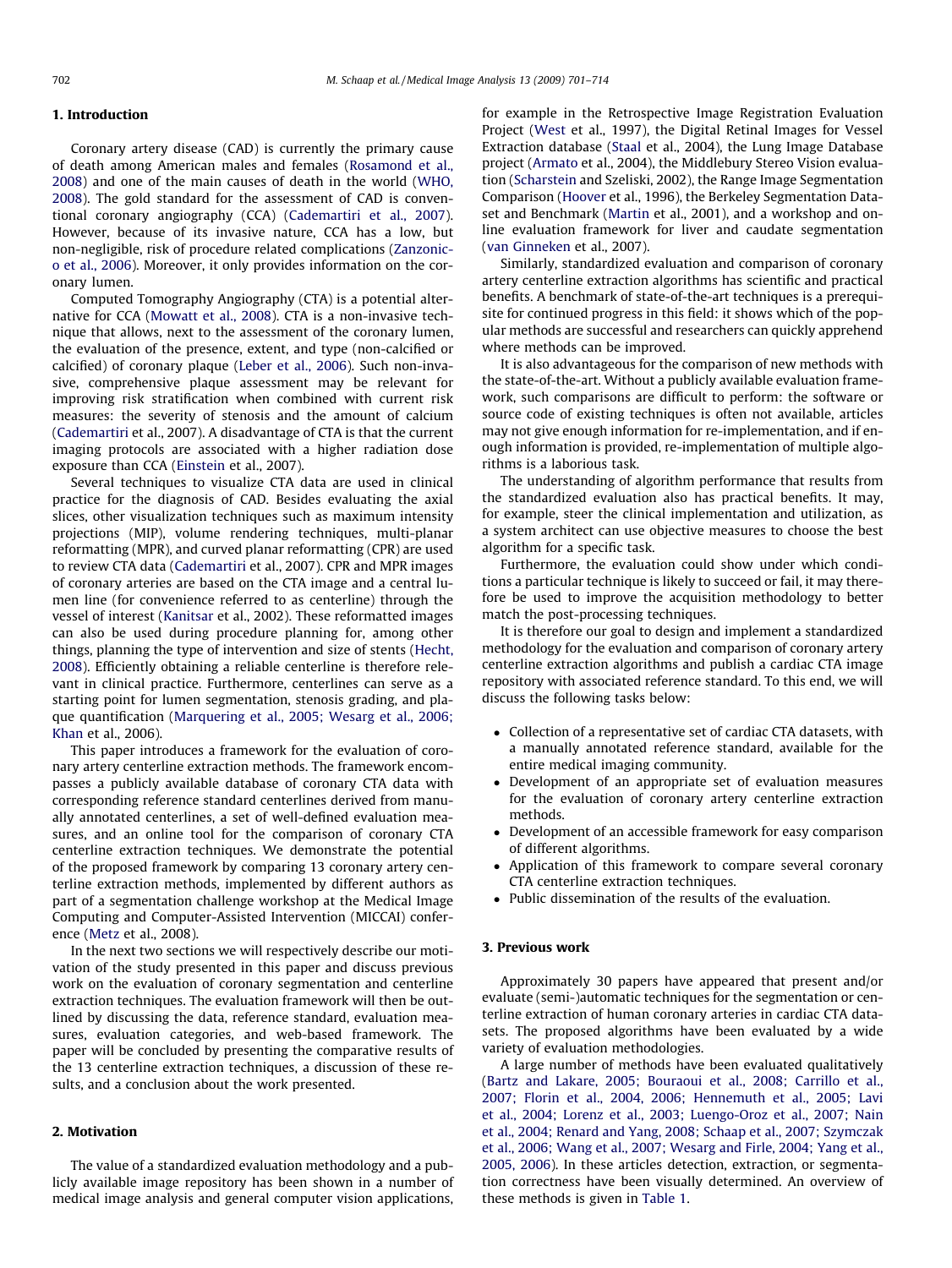## 1. Introduction

Coronary artery disease (CAD) is currently the primary cause of death among American males and females (Rosamond et al., 2008) and one of the main causes of death in the world (WHO, 2008). The gold standard for the assessment of CAD is conventional coronary angiography (CCA) (Cademartiri et al., 2007). However, because of its invasive nature, CCA has a low, but non-negligible, risk of procedure related complications (Zanzonico et al., 2006). Moreover, it only provides information on the coronary lumen.

Computed Tomography Angiography (CTA) is a potential alternative for CCA (Mowatt et al., 2008). CTA is a non-invasive technique that allows, next to the assessment of the coronary lumen, the evaluation of the presence, extent, and type (non-calcified or calcified) of coronary plaque (Leber et al., 2006). Such non-invasive, comprehensive plaque assessment may be relevant for improving risk stratification when combined with current risk measures: the severity of stenosis and the amount of calcium (Cademartiri et al., 2007). A disadvantage of CTA is that the current imaging protocols are associated with a higher radiation dose exposure than CCA (Einstein et al., 2007).

Several techniques to visualize CTA data are used in clinical practice for the diagnosis of CAD. Besides evaluating the axial slices, other visualization techniques such as maximum intensity projections (MIP), volume rendering techniques, multi-planar reformatting (MPR), and curved planar reformatting (CPR) are used to review CTA data (Cademartiri et al., 2007). CPR and MPR images of coronary arteries are based on the CTA image and a central lumen line (for convenience referred to as centerline) through the vessel of interest (Kanitsar et al., 2002). These reformatted images can also be used during procedure planning for, among other things, planning the type of intervention and size of stents (Hecht, 2008). Efficiently obtaining a reliable centerline is therefore relevant in clinical practice. Furthermore, centerlines can serve as a starting point for lumen segmentation, stenosis grading, and plaque quantification (Marquering et al., 2005; Wesarg et al., 2006; Khan et al., 2006).

This paper introduces a framework for the evaluation of coronary artery centerline extraction methods. The framework encompasses a publicly available database of coronary CTA data with corresponding reference standard centerlines derived from manually annotated centerlines, a set of well-defined evaluation measures, and an online tool for the comparison of coronary CTA centerline extraction techniques. We demonstrate the potential of the proposed framework by comparing 13 coronary artery centerline extraction methods, implemented by different authors as part of a segmentation challenge workshop at the Medical Image Computing and Computer-Assisted Intervention (MICCAI) conference (Metz et al., 2008).

In the next two sections we will respectively describe our motivation of the study presented in this paper and discuss previous work on the evaluation of coronary segmentation and centerline extraction techniques. The evaluation framework will then be outlined by discussing the data, reference standard, evaluation measures, evaluation categories, and web-based framework. The paper will be concluded by presenting the comparative results of the 13 centerline extraction techniques, a discussion of these results, and a conclusion about the work presented.

## 2. Motivation

The value of a standardized evaluation methodology and a publicly available image repository has been shown in a number of medical image analysis and general computer vision applications, for example in the Retrospective Image Registration Evaluation Project (West et al., 1997), the Digital Retinal Images for Vessel Extraction database (Staal et al., 2004), the Lung Image Database project (Armato et al., 2004), the Middlebury Stereo Vision evaluation (Scharstein and Szeliski, 2002), the Range Image Segmentation Comparison (Hoover et al., 1996), the Berkeley Segmentation Dataset and Benchmark (Martin et al., 2001), and a workshop and online evaluation framework for liver and caudate segmentation (van Ginneken et al., 2007).

Similarly, standardized evaluation and comparison of coronary artery centerline extraction algorithms has scientific and practical benefits. A benchmark of state-of-the-art techniques is a prerequisite for continued progress in this field: it shows which of the popular methods are successful and researchers can quickly apprehend where methods can be improved.

It is also advantageous for the comparison of new methods with the state-of-the-art. Without a publicly available evaluation framework, such comparisons are difficult to perform: the software or source code of existing techniques is often not available, articles may not give enough information for re-implementation, and if enough information is provided, re-implementation of multiple algorithms is a laborious task.

The understanding of algorithm performance that results from the standardized evaluation also has practical benefits. It may, for example, steer the clinical implementation and utilization, as a system architect can use objective measures to choose the best algorithm for a specific task.

Furthermore, the evaluation could show under which conditions a particular technique is likely to succeed or fail, it may therefore be used to improve the acquisition methodology to better match the post-processing techniques.

It is therefore our goal to design and implement a standardized methodology for the evaluation and comparison of coronary artery centerline extraction algorithms and publish a cardiac CTA image repository with associated reference standard. To this end, we will discuss the following tasks below:

- Collection of a representative set of cardiac CTA datasets, with a manually annotated reference standard, available for the entire medical imaging community.
- Development of an appropriate set of evaluation measures for the evaluation of coronary artery centerline extraction methods.
- Development of an accessible framework for easy comparison of different algorithms.
- Application of this framework to compare several coronary CTA centerline extraction techniques.
- Public dissemination of the results of the evaluation.

## 3. Previous work

Approximately 30 papers have appeared that present and/or evaluate (semi-)automatic techniques for the segmentation or centerline extraction of human coronary arteries in cardiac CTA datasets. The proposed algorithms have been evaluated by a wide variety of evaluation methodologies.

A large number of methods have been evaluated qualitatively (Bartz and Lakare, 2005; Bouraoui et al., 2008; Carrillo et al., 2007; Florin et al., 2004, 2006; Hennemuth et al., 2005; Lavi et al., 2004; Lorenz et al., 2003; Luengo-Oroz et al., 2007; Nain et al., 2004; Renard and Yang, 2008; Schaap et al., 2007; Szymczak et al., 2006; Wang et al., 2007; Wesarg and Firle, 2004; Yang et al., 2005, 2006). In these articles detection, extraction, or segmentation correctness have been visually determined. An overview of these methods is given in Table 1.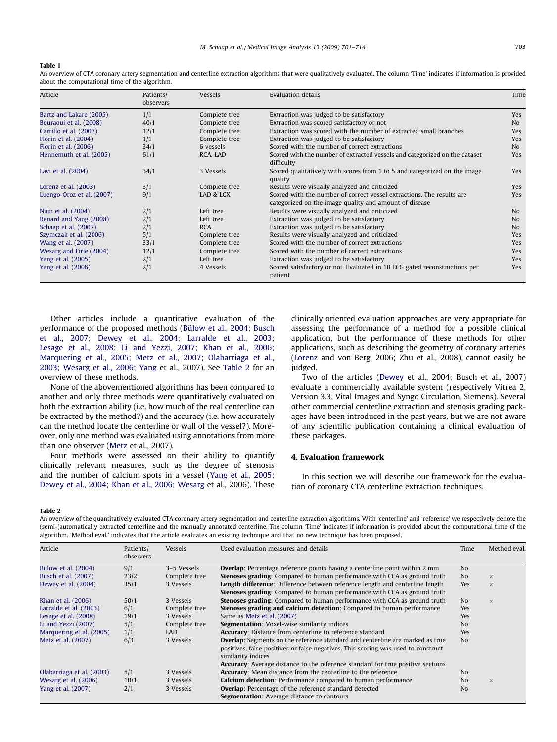**Table 1**
An overview of CTA coronary artery segmentation and centerline extraction algorithms that were qualitatively evaluated. The column 'Time' indicates if information is provided about the computational time of the algorithm.

| Article | Patients/ observers | Vessels | Evaluation details | Time |
|---|---|---|---|---|
| Bartz and Lakare (2005) | 1/1 | Complete tree | Extraction was judged to be satisfactory | Yes |
| Bouraoui et al. (2008) | 40/1 | Complete tree | Extraction was scored satisfactory or not | No |
| Carrillo et al. (2007) | 12/1 | Complete tree | Extraction was scored with the number of extracted small branches | Yes |
| Florin et al. (2004) | 1/1 | Complete tree | Extraction was judged to be satisfactory | Yes |
| Florin et al. (2006) | 34/1 | 6 vessels | Scored with the number of correct extractions | No |
| Hennemuth et al. (2005) | 61/1 | RCA, LAD | Scored with the number of extracted vessels and categorized on the dataset difficulty | Yes |
| Lavi et al. (2004) | 34/1 | 3 Vessels | Scored qualitatively with scores from 1 to 5 and categorized on the image quality | Yes |
| Lorenz et al. (2003) | 3/1 | Complete tree | Results were visually analyzed and criticized | Yes |
| Luengo-Oroz et al. (2007) | 9/1 | LAD & LCX | Scored with the number of correct vessel extractions. The results are categorized on the image quality and amount of disease | Yes |
| Nain et al. (2004) | 2/1 | Left tree | Results were visually analyzed and criticized | No |
| Renard and Yang (2008) | 2/1 | Left tree | Extraction was judged to be satisfactory | No |
| Schaap et al. (2007) | 2/1 | RCA | Extraction was judged to be satisfactory | No |
| Szymczak et al. (2006) | 5/1 | Complete tree | Results were visually analyzed and criticized | Yes |
| Wang et al. (2007) | 33/1 | Complete tree | Scored with the number of correct extractions | Yes |
| Wesarg and Firle (2004) | 12/1 | Complete tree | Scored with the number of correct extractions | Yes |
| Yang et al. (2005) | 2/1 | Left tree | Extraction was judged to be satisfactory | Yes |
| Yang et al. (2006) | 2/1 | 4 Vessels | Scored satisfactory or not. Evaluated in 10 ECG gated reconstructions per patient | Yes |

Other articles include a quantitative evaluation of the performance of the proposed methods (Bülow et al., 2004; Busch et al., 2007; Dewey et al., 2004; Larralde et al., 2003; Lesage et al., 2008; Li and Yezzi, 2007; Khan et al., 2006; Marquering et al., 2005; Metz et al., 2007; Olabarriaga et al., 2003; Wesarg et al., 2006; Yang et al., 2007). See Table 2 for an overview of these methods.

None of the abovementioned algorithms has been compared to another and only three methods were quantitatively evaluated on both the extraction ability (i.e. how much of the real centerline can be extracted by the method?) and the accuracy (i.e. how accurately can the method locate the centerline or wall of the vessel?). Moreover, only one method was evaluated using annotations from more than one observer (Metz et al., 2007).

Four methods were assessed on their ability to quantify clinically relevant measures, such as the degree of stenosis and the number of calcium spots in a vessel (Yang et al., 2005; Dewey et al., 2004; Khan et al., 2006; Wesarg et al., 2006). These clinically oriented evaluation approaches are very appropriate for assessing the performance of a method for a possible clinical application, but the performance of these methods for other applications, such as describing the geometry of coronary arteries (Lorenz and von Berg, 2006; Zhu et al., 2008), cannot easily be judged.

Two of the articles (Dewey et al., 2004; Busch et al., 2007) evaluate a commercially available system (respectively Vitrea 2, Version 3.3, Vital Images and Syngo Circulation, Siemens). Several other commercial centerline extraction and stenosis grading packages have been introduced in the past years, but we are not aware of any scientific publication containing a clinical evaluation of these packages.

## 4. Evaluation framework

In this section we will describe our framework for the evaluation of coronary CTA centerline extraction techniques.

**Table 2**
An overview of the quantitatively evaluated CTA coronary artery segmentation and centerline extraction algorithms. With 'centerline' and 'reference' we respectively denote the (semi-)automatically extracted centerline and the manually annotated centerline. The column 'Time' indicates if information is provided about the computational time of the algorithm. 'Method eval.' indicates that the article evaluates an existing technique and that no new technique has been proposed.

| Article | Patients/ observers | Vessels | Used evaluation measures and details | Time | Method eval. |
|---|---|---|---|---|---|
| Bülow et al. (2004) | 9/1 | 3–5 Vessels | **Overlap**: Percentage reference points having a centerline point within 2 mm | No | |
| Busch et al. (2007) | 23/2 | Complete tree | **Stenoses grading**: Compared to human performance with CCA as ground truth | No | × |
| Dewey et al. (2004) | 35/1 | 3 Vessels | **Length difference**: Difference between reference length and centerline length<br>**Stenoses grading**: Compared to human performance with CCA as ground truth | Yes | × |
| Khan et al. (2006) | 50/1 | 3 Vessels | **Stenoses grading**: Compared to human performance with CCA as ground truth | No | × |
| Larralde et al. (2003) | 6/1 | Complete tree | **Stenoses grading and calcium detection**: Compared to human performance | Yes | |
| Lesage et al. (2008) | 19/1 | 3 Vessels | Same as Metz et al. (2007) | Yes | |
| Li and Yezzi (2007) | 5/1 | Complete tree | **Segmentation**: Voxel-wise similarity indices | No | |
| Marquering et al. (2005) | 1/1 | LAD | **Accuracy**: Distance from centerline to reference standard | Yes | |
| Metz et al. (2007) | 6/3 | 3 Vessels | **Overlap**: Segments on the reference standard and centerline are marked as true positives, false positives or false negatives. This scoring was used to construct similarity indices<br>**Accuracy**: Average distance to the reference standard for true positive sections | No | |
| Olabarriaga et al. (2003) | 5/1 | 3 Vessels | **Accuracy**: Mean distance from the centerline to the reference | No | |
| Wesarg et al. (2006) | 10/1 | 3 Vessels | **Calcium detection**: Performance compared to human performance | No | × |
| Yang et al. (2007) | 2/1 | 3 Vessels | **Overlap**: Percentage of the reference standard detected<br>**Segmentation**: Average distance to contours | No | |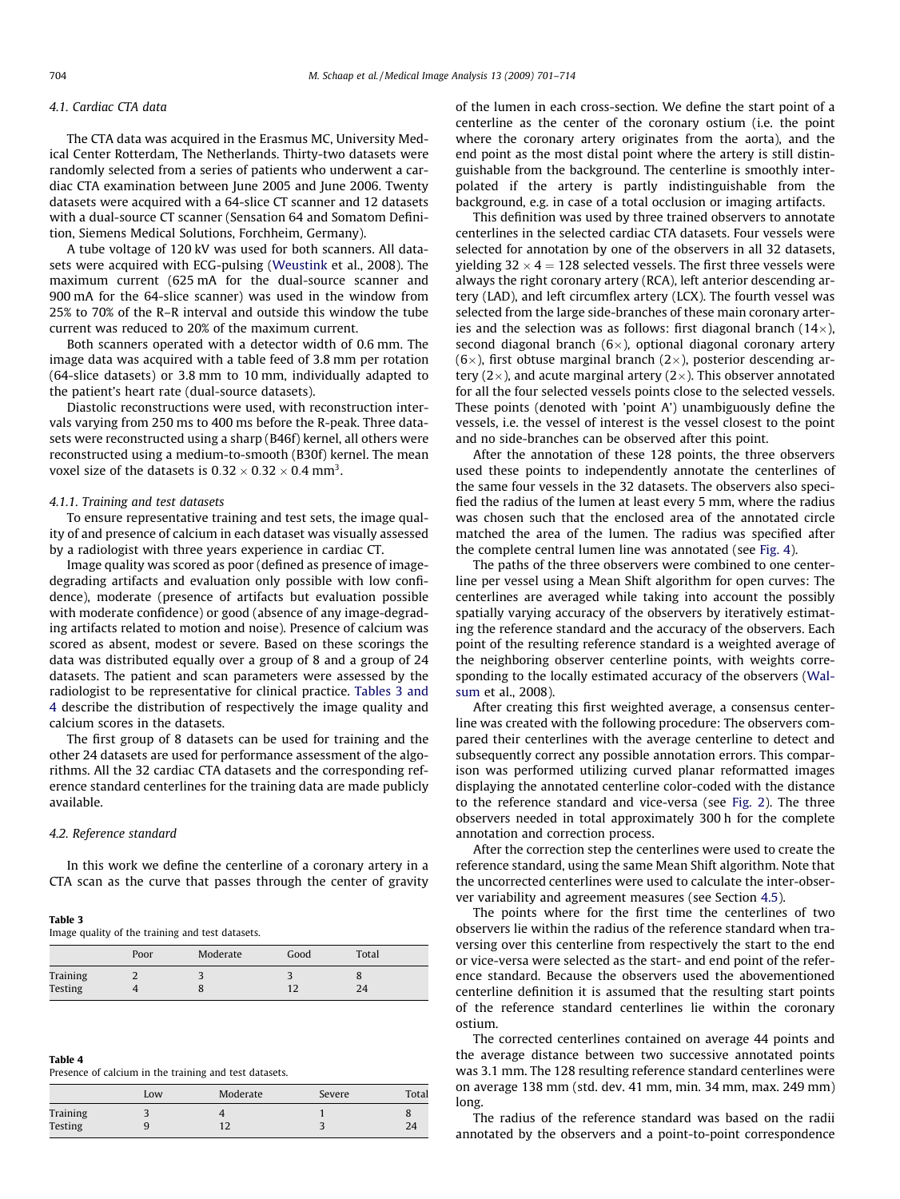### 4.1. Cardiac CTA data

The CTA data was acquired in the Erasmus MC, University Medical Center Rotterdam, The Netherlands. Thirty-two datasets were randomly selected from a series of patients who underwent a cardiac CTA examination between June 2005 and June 2006. Twenty datasets were acquired with a 64-slice CT scanner and 12 datasets with a dual-source CT scanner (Sensation 64 and Somatom Definition, Siemens Medical Solutions, Forchheim, Germany).

A tube voltage of 120 kV was used for both scanners. All datasets were acquired with ECG-pulsing (Weustink et al., 2008). The maximum current (625 mA for the dual-source scanner and 900 mA for the 64-slice scanner) was used in the window from 25% to 70% of the R–R interval and outside this window the tube current was reduced to 20% of the maximum current.

Both scanners operated with a detector width of 0.6 mm. The image data was acquired with a table feed of 3.8 mm per rotation (64-slice datasets) or 3.8 mm to 10 mm, individually adapted to the patient's heart rate (dual-source datasets).

Diastolic reconstructions were used, with reconstruction intervals varying from 250 ms to 400 ms before the R-peak. Three datasets were reconstructed using a sharp (B46f) kernel, all others were reconstructed using a medium-to-smooth (B30f) kernel. The mean voxel size of the datasets is $0.32 \times 0.32 \times 0.4$ mm$^3$.

#### 4.1.1. Training and test datasets

To ensure representative training and test sets, the image quality of and presence of calcium in each dataset was visually assessed by a radiologist with three years experience in cardiac CT.

Image quality was scored as poor (defined as presence of image-degrading artifacts and evaluation only possible with low confidence), moderate (presence of artifacts but evaluation possible with moderate confidence) or good (absence of any image-degrading artifacts related to motion and noise). Presence of calcium was scored as absent, modest or severe. Based on these scorings the data was distributed equally over a group of 8 and a group of 24 datasets. The patient and scan parameters were assessed by the radiologist to be representative for clinical practice. Tables 3 and 4 describe the distribution of respectively the image quality and calcium scores in the datasets.

The first group of 8 datasets can be used for training and the other 24 datasets are used for performance assessment of the algorithms. All the 32 cardiac CTA datasets and the corresponding reference standard centerlines for the training data are made publicly available.

**Table 3**
Image quality of the training and test datasets.

| | Poor | Moderate | Good | Total |
|---|---|---|---|---|
| Training | 2 | 3 | 3 | 8 |
| Testing | 4 | 8 | 12 | 24 |

**Table 4**
Presence of calcium in the training and test datasets.

| | Low | Moderate | Severe | Total |
|---|---|---|---|---|
| Training | 3 | 4 | 1 | 8 |
| Testing | 9 | 12 | 3 | 24 |

### 4.2. Reference standard

In this work we define the centerline of a coronary artery in a CTA scan as the curve that passes through the center of gravity of the lumen in each cross-section. We define the start point of a centerline as the center of the coronary ostium (i.e. the point where the coronary artery originates from the aorta), and the end point as the most distal point where the artery is still distinguishable from the background. The centerline is smoothly interpolated if the artery is partly indistinguishable from the background, e.g. in case of a total occlusion or imaging artifacts.

This definition was used by three trained observers to annotate centerlines in the selected cardiac CTA datasets. Four vessels were selected for annotation by one of the observers in all 32 datasets, yielding $32 \times 4 = 128$ selected vessels. The first three vessels were always the right coronary artery (RCA), left anterior descending artery (LAD), and left circumflex artery (LCX). The fourth vessel was selected from the large side-branches of these main coronary arteries and the selection was as follows: first diagonal branch (14×), second diagonal branch (6×), optional diagonal coronary artery (6×), first obtuse marginal branch (2×), posterior descending artery (2×), and acute marginal artery (2×). This observer annotated for all the four selected vessels points close to the selected vessels. These points (denoted with 'point A') unambiguously define the vessels, i.e. the vessel of interest is the vessel closest to the point and no side-branches can be observed after this point.

After the annotation of these 128 points, the three observers used these points to independently annotate the centerlines of the same four vessels in the 32 datasets. The observers also specified the radius of the lumen at least every 5 mm, where the radius was chosen such that the enclosed area of the annotated circle matched the area of the lumen. The radius was specified after the complete central lumen line was annotated (see Fig. 4).

The paths of the three observers were combined to one centerline per vessel using a Mean Shift algorithm for open curves: The centerlines are averaged while taking into account the possibly spatially varying accuracy of the observers by iteratively estimating the reference standard and the accuracy of the observers. Each point of the resulting reference standard is a weighted average of the neighboring observer centerline points, with weights corresponding to the locally estimated accuracy of the observers (Walsum et al., 2008).

After creating this first weighted average, a consensus centerline was created with the following procedure: The observers compared their centerlines with the average centerline to detect and subsequently correct any possible annotation errors. This comparison was performed utilizing curved planar reformatted images displaying the annotated centerline color-coded with the distance to the reference standard and vice-versa (see Fig. 2). The three observers needed in total approximately 300 h for the complete annotation and correction process.

After the correction step the centerlines were used to create the reference standard, using the same Mean Shift algorithm. Note that the uncorrected centerlines were used to calculate the inter-observer variability and agreement measures (see Section 4.5).

The points where for the first time the centerlines of two observers lie within the radius of the reference standard when traversing over this centerline from respectively the start to the end or vice-versa were selected as the start- and end point of the reference standard. Because the observers used the abovementioned centerline definition it is assumed that the resulting start points of the reference standard centerlines lie within the coronary ostium.

The corrected centerlines contained on average 44 points and the average distance between two successive annotated points was 3.1 mm. The 128 resulting reference standard centerlines were on average 138 mm (std. dev. 41 mm, min. 34 mm, max. 249 mm) long.

The radius of the reference standard was based on the radii annotated by the observers and a point-to-point correspondence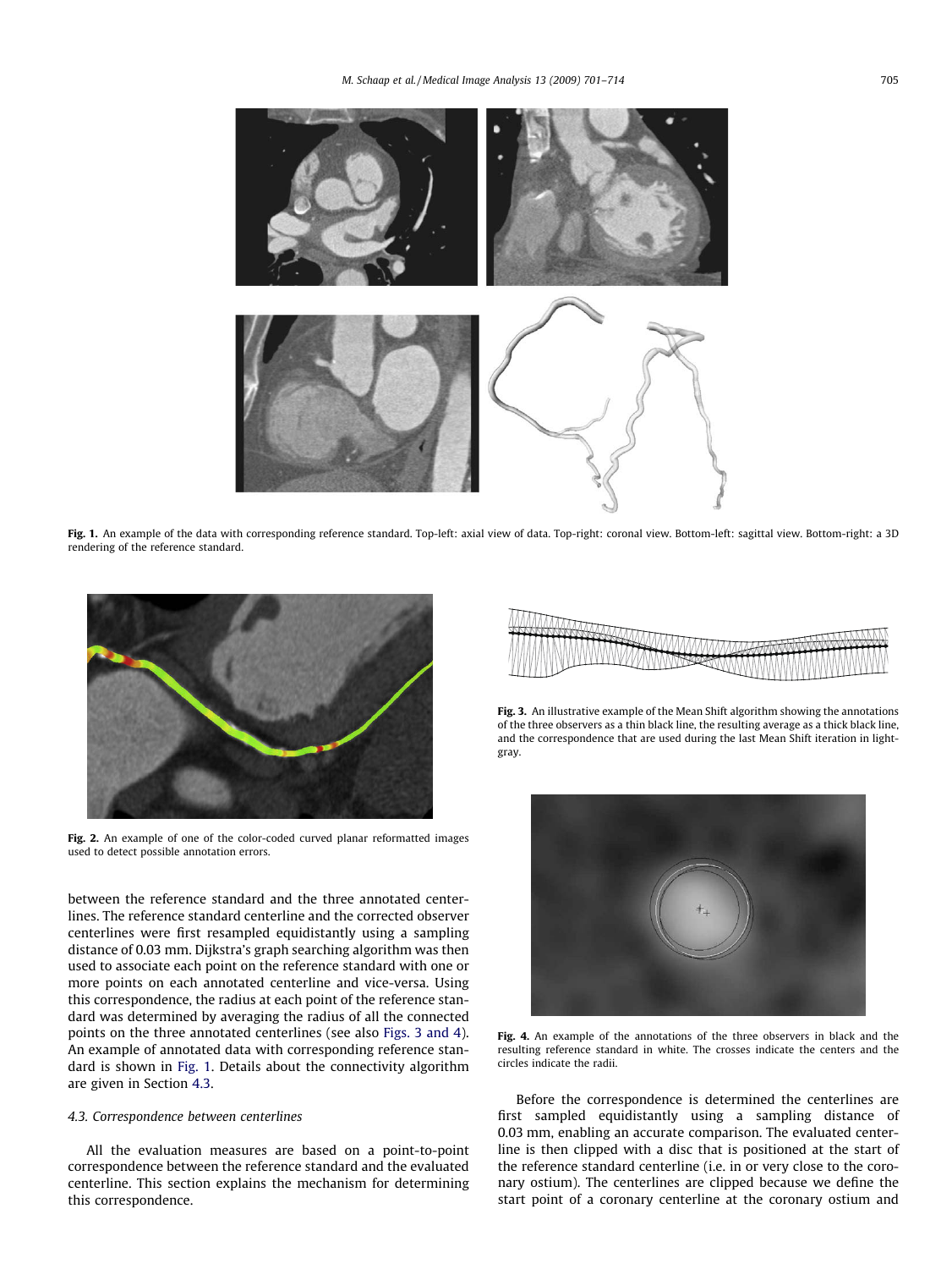Fig. 1. An example of the data with corresponding reference standard. Top-left: axial view of data. Top-right: coronal view. Bottom-left: sagittal view. Bottom-right: a 3D rendering of the reference standard.

Fig. 2. An example of one of the color-coded curved planar reformatted images used to detect possible annotation errors.

Fig. 3. An illustrative example of the Mean Shift algorithm showing the annotations of the three observers as a thin black line, the resulting average as a thick black line, and the correspondence that are used during the last Mean Shift iteration in light-gray.

Fig. 4. An example of the annotations of the three observers in black and the resulting reference standard in white. The crosses indicate the centers and the circles indicate the radii.

between the reference standard and the three annotated centerlines. The reference standard centerline and the corrected observer centerlines were first resampled equidistantly using a sampling distance of 0.03 mm. Dijkstra's graph searching algorithm was then used to associate each point on the reference standard with one or more points on each annotated centerline and vice-versa. Using this correspondence, the radius at each point of the reference standard was determined by averaging the radius of all the connected points on the three annotated centerlines (see also Figs. 3 and 4). An example of annotated data with corresponding reference standard is shown in Fig. 1. Details about the connectivity algorithm are given in Section 4.3.

### 4.3. Correspondence between centerlines

All the evaluation measures are based on a point-to-point correspondence between the reference standard and the evaluated centerline. This section explains the mechanism for determining this correspondence.

Before the correspondence is determined the centerlines are first sampled equidistantly using a sampling distance of 0.03 mm, enabling an accurate comparison. The evaluated centerline is then clipped with a disc that is positioned at the start of the reference standard centerline (i.e. in or very close to the coronary ostium). The centerlines are clipped because we define the start point of a coronary centerline at the coronary ostium and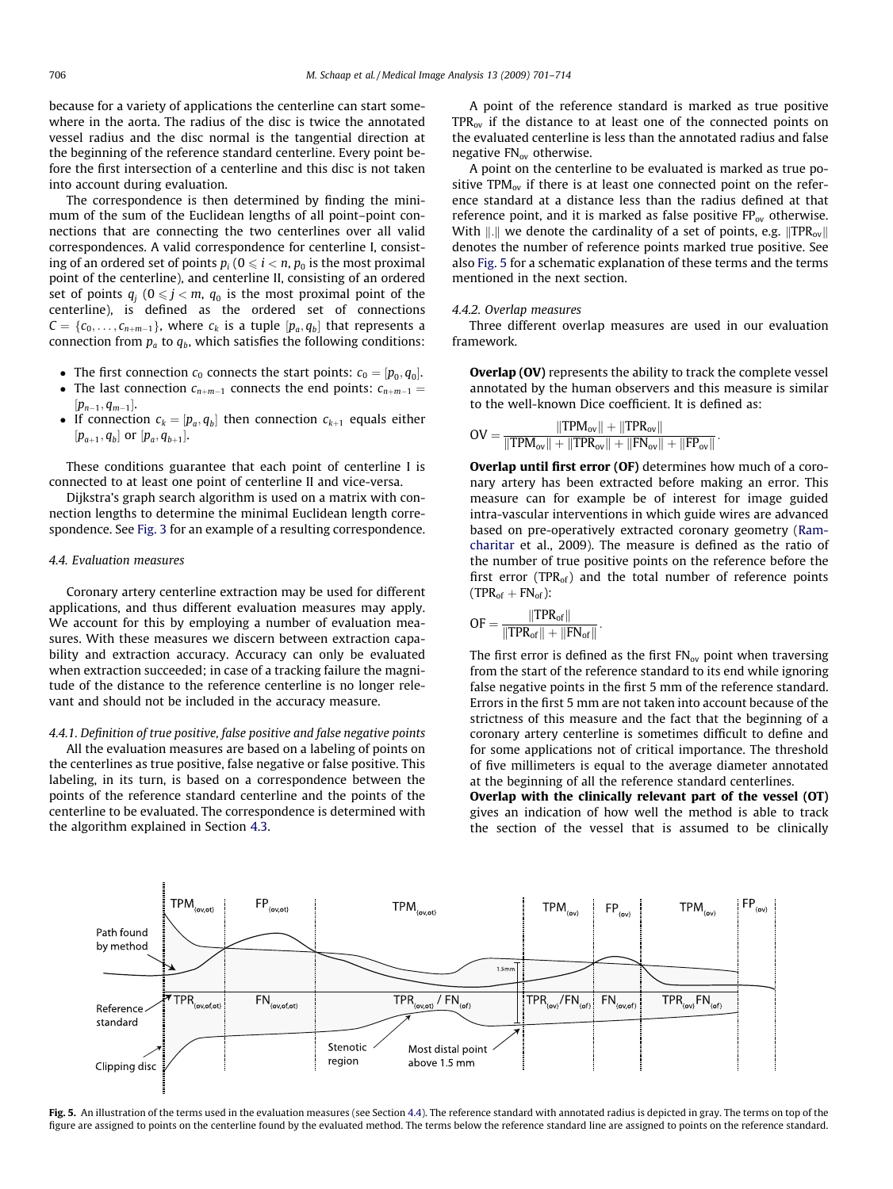because for a variety of applications the centerline can start somewhere in the aorta. The radius of the disc is twice the annotated vessel radius and the disc normal is the tangential direction at the beginning of the reference standard centerline. Every point before the first intersection of a centerline and this disc is not taken into account during evaluation.

The correspondence is then determined by finding the minimum of the sum of the Euclidean lengths of all point–point connections that are connecting the two centerlines over all valid correspondences. A valid correspondence for centerline I, consisting of an ordered set of points $p_i$ ($0 \leqslant i < n$, $p_0$ is the most proximal point of the centerline), and centerline II, consisting of an ordered set of points $q_j$ ($0 \leqslant j < m$, $q_0$ is the most proximal point of the centerline), is defined as the ordered set of connections $C = \{c_0, \ldots, c_{n+m-1}\}$, where $c_k$ is a tuple $[p_a, q_b]$ that represents a connection from $p_a$ to $q_b$, which satisfies the following conditions:

- The first connection $c_0$ connects the start points: $c_0 = [p_0, q_0]$.
- The last connection $c_{n+m-1}$ connects the end points: $c_{n+m-1} = [p_{n-1}, q_{m-1}]$.
- If connection $c_k = [p_a, q_b]$ then connection $c_{k+1}$ equals either $[p_{a+1}, q_b]$ or $[p_a, q_{b+1}]$.

These conditions guarantee that each point of centerline I is connected to at least one point of centerline II and vice-versa.

Dijkstra's graph search algorithm is used on a matrix with connection lengths to determine the minimal Euclidean length correspondence. See Fig. 3 for an example of a resulting correspondence.

### 4.4. Evaluation measures

Coronary artery centerline extraction may be used for different applications, and thus different evaluation measures may apply. We account for this by employing a number of evaluation measures. With these measures we discern between extraction capability and extraction accuracy. Accuracy can only be evaluated when extraction succeeded; in case of a tracking failure the magnitude of the distance to the reference centerline is no longer relevant and should not be included in the accuracy measure.

#### 4.4.1. Definition of true positive, false positive and false negative points

All the evaluation measures are based on a labeling of points on the centerlines as true positive, false negative or false positive. This labeling, in its turn, is based on a correspondence between the points of the reference standard centerline and the points of the centerline to be evaluated. The correspondence is determined with the algorithm explained in Section 4.3.

A point of the reference standard is marked as true positive $\text{TPR}_{\text{ov}}$ if the distance to at least one of the connected points on the evaluated centerline is less than the annotated radius and false negative $\text{FN}_{\text{ov}}$ otherwise.

A point on the centerline to be evaluated is marked as true positive $\text{TPM}_{\text{ov}}$ if there is at least one connected point on the reference standard at a distance less than the radius defined at that reference point, and it is marked as false positive $\text{FP}_{\text{ov}}$ otherwise. With $\|.\|$ we denote the cardinality of a set of points, e.g. $\|\text{TPR}_{\text{ov}}\|$ denotes the number of reference points marked true positive. See also Fig. 5 for a schematic explanation of these terms and the terms mentioned in the next section.

#### 4.4.2. Overlap measures

Three different overlap measures are used in our evaluation framework.

**Overlap (OV)** represents the ability to track the complete vessel annotated by the human observers and this measure is similar to the well-known Dice coefficient. It is defined as:

$$\text{OV} = \frac{\|\text{TPM}_{\text{ov}}\| + \|\text{TPR}_{\text{ov}}\|}{\|\text{TPM}_{\text{ov}}\| + \|\text{TPR}_{\text{ov}}\| + \|\text{FN}_{\text{ov}}\| + \|\text{FP}_{\text{ov}}\|}.$$

**Overlap until first error (OF)** determines how much of a coronary artery has been extracted before making an error. This measure can for example be of interest for image guided intra-vascular interventions in which guide wires are advanced based on pre-operatively extracted coronary geometry (Ramcharitar et al., 2009). The measure is defined as the ratio of the number of true positive points on the reference before the first error ($\text{TPR}_{\text{of}}$) and the total number of reference points ($\text{TPR}_{\text{of}} + \text{FN}_{\text{of}}$):

$$\text{OF} = \frac{\|\text{TPR}_{\text{of}}\|}{\|\text{TPR}_{\text{of}}\| + \|\text{FN}_{\text{of}}\|}.$$

The first error is defined as the first $\text{FN}_{\text{ov}}$ point when traversing from the start of the reference standard to its end while ignoring false negative points in the first 5 mm of the reference standard. Errors in the first 5 mm are not taken into account because of the strictness of this measure and the fact that the beginning of a coronary artery centerline is sometimes difficult to define and for some applications not of critical importance. The threshold of five millimeters is equal to the average diameter annotated at the beginning of all the reference standard centerlines.

**Overlap with the clinically relevant part of the vessel (OT)** gives an indication of how well the method is able to track the section of the vessel that is assumed to be clinically

Fig. 5. An illustration of the terms used in the evaluation measures (see Section 4.4). The reference standard with annotated radius is depicted in gray. The terms on top of the figure are assigned to points on the centerline found by the evaluated method. The terms below the reference standard line are assigned to points on the reference standard.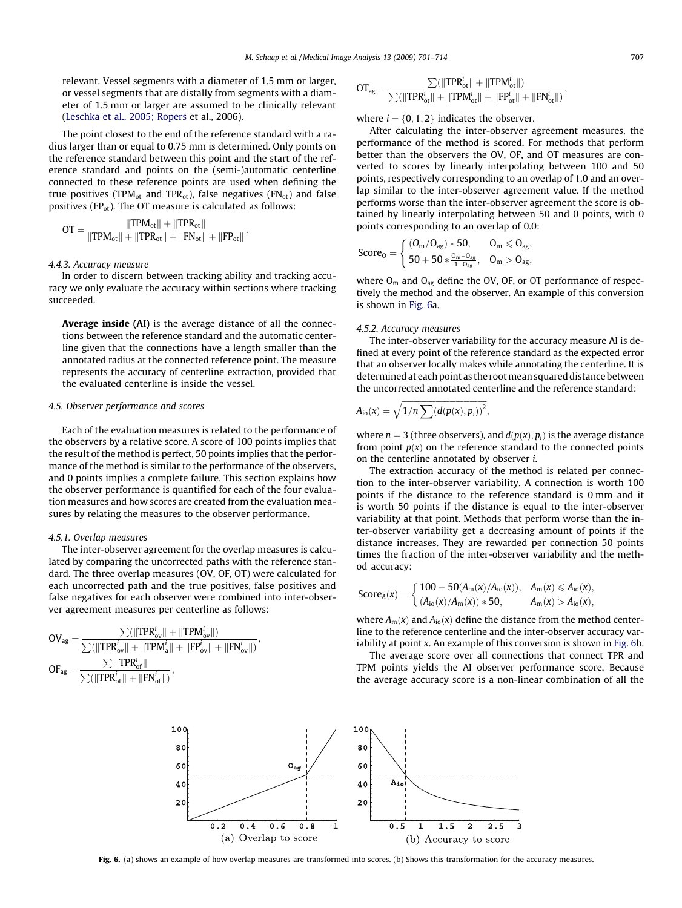relevant. Vessel segments with a diameter of 1.5 mm or larger, or vessel segments that are distally from segments with a diameter of 1.5 mm or larger are assumed to be clinically relevant (Leschka et al., 2005; Ropers et al., 2006).

The point closest to the end of the reference standard with a radius larger than or equal to 0.75 mm is determined. Only points on the reference standard between this point and the start of the reference standard and points on the (semi-)automatic centerline connected to these reference points are used when defining the true positives ($\text{TPM}_{\text{ot}}$ and $\text{TPR}_{\text{ot}}$), false negatives ($\text{FN}_{\text{ot}}$) and false positives ($\text{FP}_{\text{ot}}$). The OT measure is calculated as follows:

$$\text{OT} = \frac{\|\text{TPM}_{\text{ot}}\| + \|\text{TPR}_{\text{ot}}\|}{\|\text{TPM}_{\text{ot}}\| + \|\text{TPR}_{\text{ot}}\| + \|\text{FN}_{\text{ot}}\| + \|\text{FP}_{\text{ot}}\|}.$$

#### 4.4.3. Accuracy measure

In order to discern between tracking ability and tracking accuracy we only evaluate the accuracy within sections where tracking succeeded.

**Average inside (AI)** is the average distance of all the connections between the reference standard and the automatic centerline given that the connections have a length smaller than the annotated radius at the connected reference point. The measure represents the accuracy of centerline extraction, provided that the evaluated centerline is inside the vessel.

### 4.5. Observer performance and scores

Each of the evaluation measures is related to the performance of the observers by a relative score. A score of 100 points implies that the result of the method is perfect, 50 points implies that the performance of the method is similar to the performance of the observers, and 0 points implies a complete failure. This section explains how the observer performance is quantified for each of the four evaluation measures and how scores are created from the evaluation measures by relating the measures to the observer performance.

#### 4.5.1. Overlap measures

The inter-observer agreement for the overlap measures is calculated by comparing the uncorrected paths with the reference standard. The three overlap measures (OV, OF, OT) were calculated for each uncorrected path and the true positives, false positives and false negatives for each observer were combined into inter-observer agreement measures per centerline as follows:

$$\text{OV}_{\text{ag}} = \frac{\sum(\|\text{TPR}^i_{\text{ov}}\| + \|\text{TPM}^i_{\text{ov}}\|)}{\sum(\|\text{TPR}^i_{\text{ov}}\| + \|\text{TPM}^i_{\text{a}}\| + \|\text{FP}^i_{\text{ov}}\| + \|\text{FN}^i_{\text{ov}}\|)},$$

$$\text{OF}_{\text{ag}} = \frac{\sum \|\text{TPR}^i_{\text{of}}\|}{\sum(\|\text{TPR}^i_{\text{of}}\| + \|\text{FN}^i_{\text{of}}\|)},$$

$$\text{OT}_{\text{ag}} = \frac{\sum(\|\text{TPR}^i_{\text{ot}}\| + \|\text{TPM}^i_{\text{ot}}\|)}{\sum(\|\text{TPR}^i_{\text{ot}}\| + \|\text{TPM}^i_{\text{ot}}\| + \|\text{FP}^i_{\text{ot}}\| + \|\text{FN}^i_{\text{ot}}\|)},$$

where $i = \{0, 1, 2\}$ indicates the observer.

After calculating the inter-observer agreement measures, the performance of the method is scored. For methods that perform better than the observers the OV, OF, and OT measures are converted to scores by linearly interpolating between 100 and 50 points, respectively corresponding to an overlap of 1.0 and an overlap similar to the inter-observer agreement value. If the method performs worse than the inter-observer agreement the score is obtained by linearly interpolating between 50 and 0 points, with 0 points corresponding to an overlap of 0.0:

$$\text{Score}_{\text{O}} = \begin{cases} (\text{O}_{\text{m}}/\text{O}_{\text{ag}}) * 50, & \text{O}_{\text{m}} \leqslant \text{O}_{\text{ag}}, \\ 50 + 50 * \frac{\text{O}_{\text{m}} - \text{O}_{\text{ag}}}{1 - \text{O}_{\text{ag}}}, & \text{O}_{\text{m}} > \text{O}_{\text{ag}}, \end{cases}$$

where $\text{O}_{\text{m}}$ and $\text{O}_{\text{ag}}$ define the OV, OF, or OT performance of respectively the method and the observer. An example of this conversion is shown in Fig. 6a.

#### 4.5.2. Accuracy measures

The inter-observer variability for the accuracy measure AI is defined at every point of the reference standard as the expected error that an observer locally makes while annotating the centerline. It is determined at each point as the root mean squared distance between the uncorrected annotated centerline and the reference standard:

$$A_{\text{io}}(x) = \sqrt{1/n \sum (d(p(x), p_i))^2},$$

where $n = 3$ (three observers), and $d(p(x), p_i)$ is the average distance from point $p(x)$ on the reference standard to the connected points on the centerline annotated by observer $i$.

The extraction accuracy of the method is related per connection to the inter-observer variability. A connection is worth 100 points if the distance to the reference standard is 0 mm and it is worth 50 points if the distance is equal to the inter-observer variability at that point. Methods that perform worse than the inter-observer variability get a decreasing amount of points if the distance increases. They are rewarded per connection 50 points times the fraction of the inter-observer variability and the method accuracy:

$$\text{Score}_A(x) = \begin{cases} 100 - 50(A_{\text{m}}(x)/A_{\text{io}}(x)), & A_{\text{m}}(x) \leqslant A_{\text{io}}(x), \\ (A_{\text{io}}(x)/A_{\text{m}}(x)) * 50, & A_{\text{m}}(x) > A_{\text{io}}(x), \end{cases}$$

where $A_{\text{m}}(x)$ and $A_{\text{io}}(x)$ define the distance from the method centerline to the reference centerline and the inter-observer accuracy variability at point $x$. An example of this conversion is shown in Fig. 6b.

The average score over all connections that connect TPR and TPM points yields the AI observer performance score. Because the average accuracy score is a non-linear combination of all the

(a) Overlap to score

(b) Accuracy to score

**Fig. 6.** (a) shows an example of how overlap measures are transformed into scores. (b) Shows this transformation for the accuracy measures.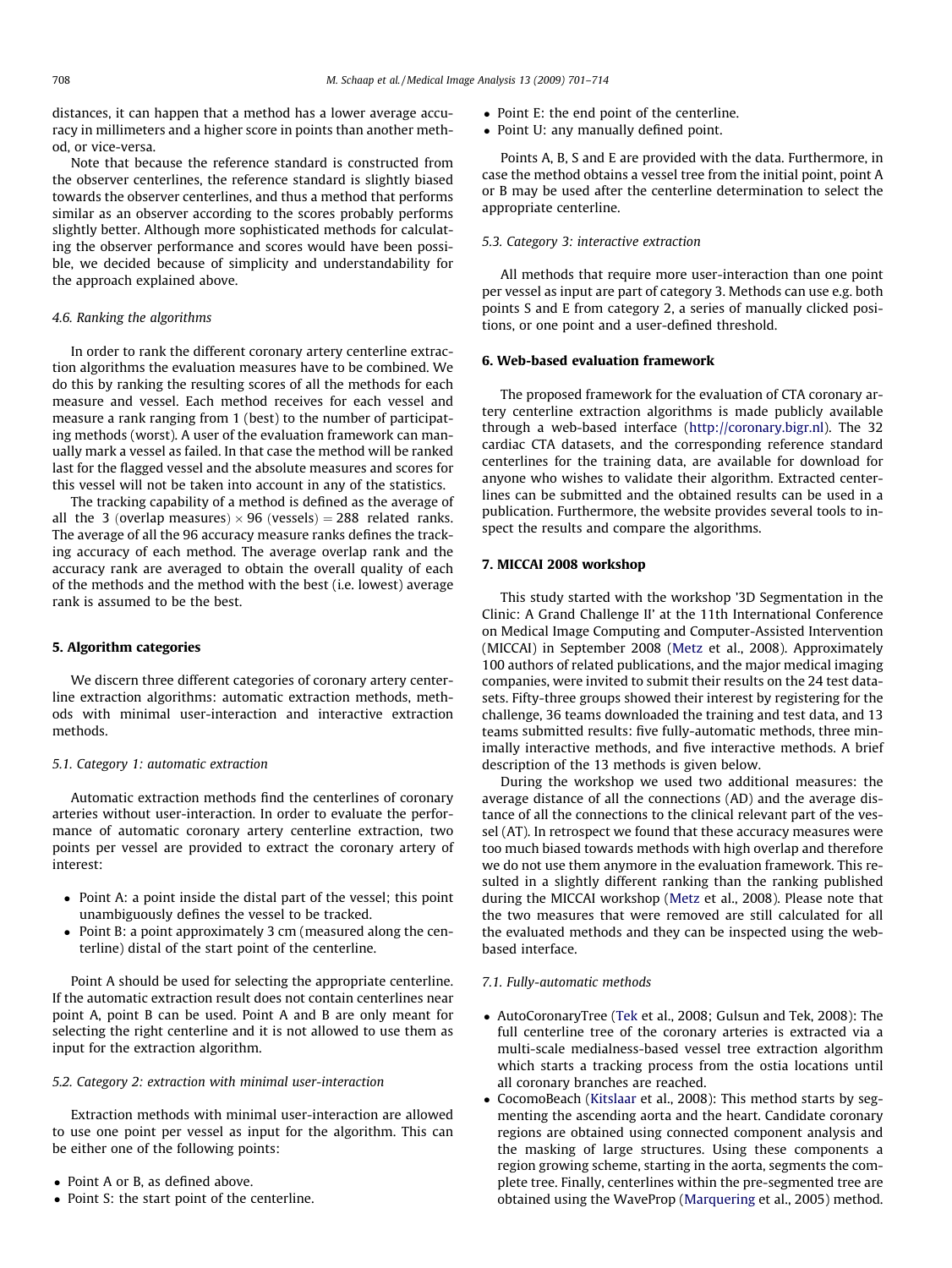distances, it can happen that a method has a lower average accuracy in millimeters and a higher score in points than another method, or vice-versa.

Note that because the reference standard is constructed from the observer centerlines, the reference standard is slightly biased towards the observer centerlines, and thus a method that performs similar as an observer according to the scores probably performs slightly better. Although more sophisticated methods for calculating the observer performance and scores would have been possible, we decided because of simplicity and understandability for the approach explained above.

### 4.6. Ranking the algorithms

In order to rank the different coronary artery centerline extraction algorithms the evaluation measures have to be combined. We do this by ranking the resulting scores of all the methods for each measure and vessel. Each method receives for each vessel and measure a rank ranging from 1 (best) to the number of participating methods (worst). A user of the evaluation framework can manually mark a vessel as failed. In that case the method will be ranked last for the flagged vessel and the absolute measures and scores for this vessel will not be taken into account in any of the statistics.

The tracking capability of a method is defined as the average of all the 3 (overlap measures) $\times$ 96 (vessels) $=$ 288 related ranks. The average of all the 96 accuracy measure ranks defines the tracking accuracy of each method. The average overlap rank and the accuracy rank are averaged to obtain the overall quality of each of the methods and the method with the best (i.e. lowest) average rank is assumed to be the best.

## 5. Algorithm categories

We discern three different categories of coronary artery centerline extraction algorithms: automatic extraction methods, methods with minimal user-interaction and interactive extraction methods.

### 5.1. Category 1: automatic extraction

Automatic extraction methods find the centerlines of coronary arteries without user-interaction. In order to evaluate the performance of automatic coronary artery centerline extraction, two points per vessel are provided to extract the coronary artery of interest:

- Point A: a point inside the distal part of the vessel; this point unambiguously defines the vessel to be tracked.
- Point B: a point approximately 3 cm (measured along the centerline) distal of the start point of the centerline.

Point A should be used for selecting the appropriate centerline. If the automatic extraction result does not contain centerlines near point A, point B can be used. Point A and B are only meant for selecting the right centerline and it is not allowed to use them as input for the extraction algorithm.

### 5.2. Category 2: extraction with minimal user-interaction

Extraction methods with minimal user-interaction are allowed to use one point per vessel as input for the algorithm. This can be either one of the following points:

- Point A or B, as defined above.
- Point S: the start point of the centerline.
- Point E: the end point of the centerline.
- Point U: any manually defined point.

Points A, B, S and E are provided with the data. Furthermore, in case the method obtains a vessel tree from the initial point, point A or B may be used after the centerline determination to select the appropriate centerline.

### 5.3. Category 3: interactive extraction

All methods that require more user-interaction than one point per vessel as input are part of category 3. Methods can use e.g. both points S and E from category 2, a series of manually clicked positions, or one point and a user-defined threshold.

## 6. Web-based evaluation framework

The proposed framework for the evaluation of CTA coronary artery centerline extraction algorithms is made publicly available through a web-based interface (http://coronary.bigr.nl). The 32 cardiac CTA datasets, and the corresponding reference standard centerlines for the training data, are available for download for anyone who wishes to validate their algorithm. Extracted centerlines can be submitted and the obtained results can be used in a publication. Furthermore, the website provides several tools to inspect the results and compare the algorithms.

## 7. MICCAI 2008 workshop

This study started with the workshop '3D Segmentation in the Clinic: A Grand Challenge II' at the 11th International Conference on Medical Image Computing and Computer-Assisted Intervention (MICCAI) in September 2008 (Metz et al., 2008). Approximately 100 authors of related publications, and the major medical imaging companies, were invited to submit their results on the 24 test datasets. Fifty-three groups showed their interest by registering for the challenge, 36 teams downloaded the training and test data, and 13 teams submitted results: five fully-automatic methods, three minimally interactive methods, and five interactive methods. A brief description of the 13 methods is given below.

During the workshop we used two additional measures: the average distance of all the connections (AD) and the average distance of all the connections to the clinical relevant part of the vessel (AT). In retrospect we found that these accuracy measures were too much biased towards methods with high overlap and therefore we do not use them anymore in the evaluation framework. This resulted in a slightly different ranking than the ranking published during the MICCAI workshop (Metz et al., 2008). Please note that the two measures that were removed are still calculated for all the evaluated methods and they can be inspected using the web-based interface.

### 7.1. Fully-automatic methods

- AutoCoronaryTree (Tek et al., 2008; Gulsun and Tek, 2008): The full centerline tree of the coronary arteries is extracted via a multi-scale medialness-based vessel tree extraction algorithm which starts a tracking process from the ostia locations until all coronary branches are reached.
- CocomoBeach (Kitslaar et al., 2008): This method starts by segmenting the ascending aorta and the heart. Candidate coronary regions are obtained using connected component analysis and the masking of large structures. Using these components a region growing scheme, starting in the aorta, segments the complete tree. Finally, centerlines within the pre-segmented tree are obtained using the WaveProp (Marquering et al., 2005) method.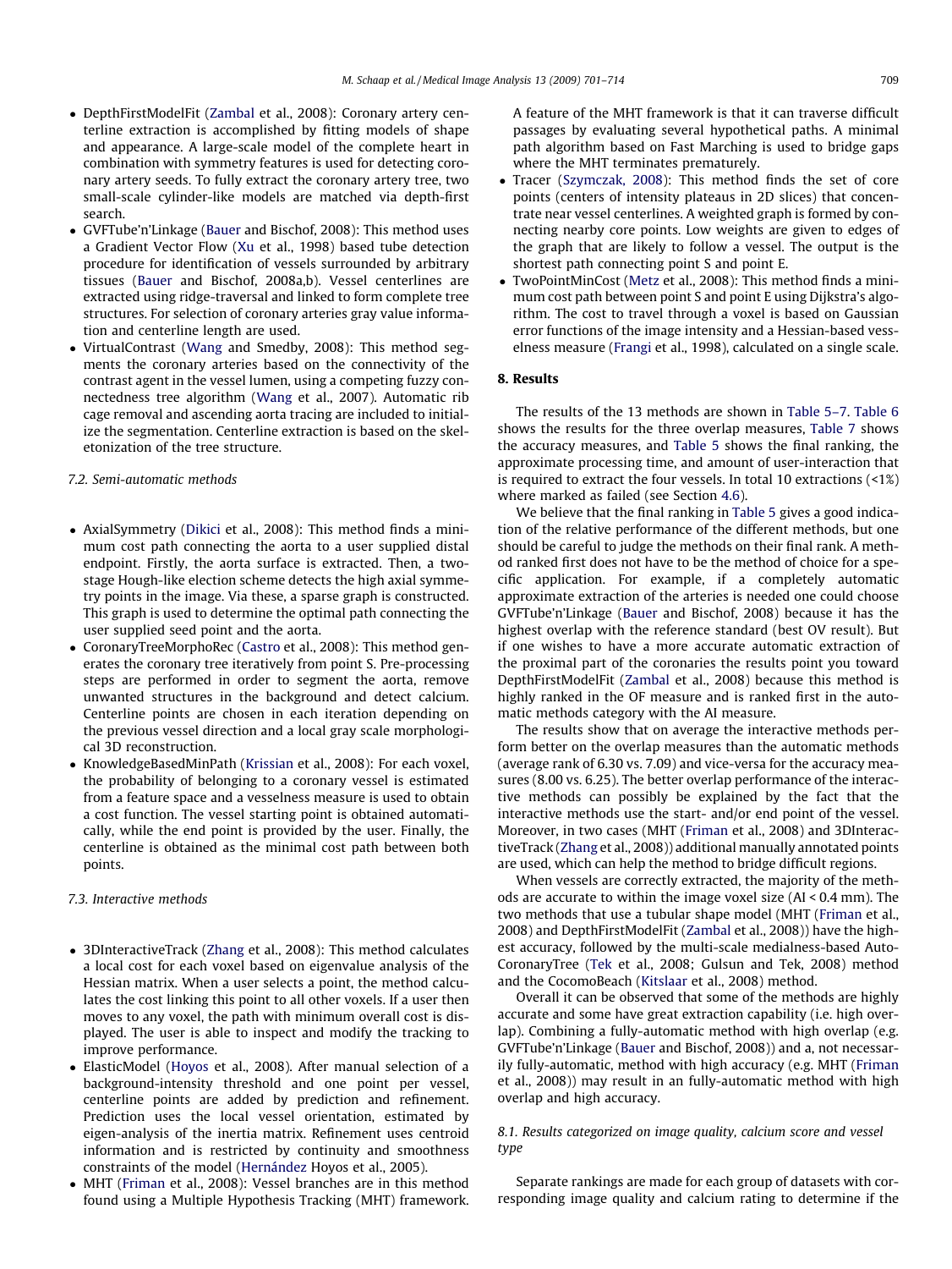- DepthFirstModelFit (Zambal et al., 2008): Coronary artery centerline extraction is accomplished by fitting models of shape and appearance. A large-scale model of the complete heart in combination with symmetry features is used for detecting coronary artery seeds. To fully extract the coronary artery tree, two small-scale cylinder-like models are matched via depth-first search.
- GVFTube'n'Linkage (Bauer and Bischof, 2008): This method uses a Gradient Vector Flow (Xu et al., 1998) based tube detection procedure for identification of vessels surrounded by arbitrary tissues (Bauer and Bischof, 2008a,b). Vessel centerlines are extracted using ridge-traversal and linked to form complete tree structures. For selection of coronary arteries gray value information and centerline length are used.
- VirtualContrast (Wang and Smedby, 2008): This method segments the coronary arteries based on the connectivity of the contrast agent in the vessel lumen, using a competing fuzzy connectedness tree algorithm (Wang et al., 2007). Automatic rib cage removal and ascending aorta tracing are included to initialize the segmentation. Centerline extraction is based on the skeletonization of the tree structure.

### 7.2. Semi-automatic methods

- AxialSymmetry (Dikici et al., 2008): This method finds a minimum cost path connecting the aorta to a user supplied distal endpoint. Firstly, the aorta surface is extracted. Then, a two-stage Hough-like election scheme detects the high axial symmetry points in the image. Via these, a sparse graph is constructed. This graph is used to determine the optimal path connecting the user supplied seed point and the aorta.
- CoronaryTreeMorphoRec (Castro et al., 2008): This method generates the coronary tree iteratively from point S. Pre-processing steps are performed in order to segment the aorta, remove unwanted structures in the background and detect calcium. Centerline points are chosen in each iteration depending on the previous vessel direction and a local gray scale morphological 3D reconstruction.
- KnowledgeBasedMinPath (Krissian et al., 2008): For each voxel, the probability of belonging to a coronary vessel is estimated from a feature space and a vesselness measure is used to obtain a cost function. The vessel starting point is obtained automatically, while the end point is provided by the user. Finally, the centerline is obtained as the minimal cost path between both points.

### 7.3. Interactive methods

- 3DInteractiveTrack (Zhang et al., 2008): This method calculates a local cost for each voxel based on eigenvalue analysis of the Hessian matrix. When a user selects a point, the method calculates the cost linking this point to all other voxels. If a user then moves to any voxel, the path with minimum overall cost is displayed. The user is able to inspect and modify the tracking to improve performance.
- ElasticModel (Hoyos et al., 2008). After manual selection of a background-intensity threshold and one point per vessel, centerline points are added by prediction and refinement. Prediction uses the local vessel orientation, estimated by eigen-analysis of the inertia matrix. Refinement uses centroid information and is restricted by continuity and smoothness constraints of the model (Hernández Hoyos et al., 2005).
- MHT (Friman et al., 2008): Vessel branches are in this method found using a Multiple Hypothesis Tracking (MHT) framework. A feature of the MHT framework is that it can traverse difficult passages by evaluating several hypothetical paths. A minimal path algorithm based on Fast Marching is used to bridge gaps where the MHT terminates prematurely.
- Tracer (Szymczak, 2008): This method finds the set of core points (centers of intensity plateaus in 2D slices) that concentrate near vessel centerlines. A weighted graph is formed by connecting nearby core points. Low weights are given to edges of the graph that are likely to follow a vessel. The output is the shortest path connecting point S and point E.
- TwoPointMinCost (Metz et al., 2008): This method finds a minimum cost path between point S and point E using Dijkstra's algorithm. The cost to travel through a voxel is based on Gaussian error functions of the image intensity and a Hessian-based vesselness measure (Frangi et al., 1998), calculated on a single scale.

## 8. Results

The results of the 13 methods are shown in Table 5–7. Table 6 shows the results for the three overlap measures, Table 7 shows the accuracy measures, and Table 5 shows the final ranking, the approximate processing time, and amount of user-interaction that is required to extract the four vessels. In total 10 extractions (<1%) where marked as failed (see Section 4.6).

We believe that the final ranking in Table 5 gives a good indication of the relative performance of the different methods, but one should be careful to judge the methods on their final rank. A method ranked first does not have to be the method of choice for a specific application. For example, if a completely automatic approximate extraction of the arteries is needed one could choose GVFTube'n'Linkage (Bauer and Bischof, 2008) because it has the highest overlap with the reference standard (best OV result). But if one wishes to have a more accurate automatic extraction of the proximal part of the coronaries the results point you toward DepthFirstModelFit (Zambal et al., 2008) because this method is highly ranked in the OF measure and is ranked first in the automatic methods category with the AI measure.

The results show that on average the interactive methods perform better on the overlap measures than the automatic methods (average rank of 6.30 vs. 7.09) and vice-versa for the accuracy measures (8.00 vs. 6.25). The better overlap performance of the interactive methods can possibly be explained by the fact that the interactive methods use the start- and/or end point of the vessel. Moreover, in two cases (MHT (Friman et al., 2008) and 3DInteractiveTrack (Zhang et al., 2008)) additional manually annotated points are used, which can help the method to bridge difficult regions.

When vessels are correctly extracted, the majority of the methods are accurate to within the image voxel size (AI < 0.4 mm). The two methods that use a tubular shape model (MHT (Friman et al., 2008) and DepthFirstModelFit (Zambal et al., 2008)) have the highest accuracy, followed by the multi-scale medialness-based AutoCoronaryTree (Tek et al., 2008; Gulsun and Tek, 2008) method and the CocomoBeach (Kitslaar et al., 2008) method.

Overall it can be observed that some of the methods are highly accurate and some have great extraction capability (i.e. high overlap). Combining a fully-automatic method with high overlap (e.g. GVFTube'n'Linkage (Bauer and Bischof, 2008)) and a, not necessarily fully-automatic, method with high accuracy (e.g. MHT (Friman et al., 2008)) may result in an fully-automatic method with high overlap and high accuracy.

### 8.1. Results categorized on image quality, calcium score and vessel type

Separate rankings are made for each group of datasets with corresponding image quality and calcium rating to determine if the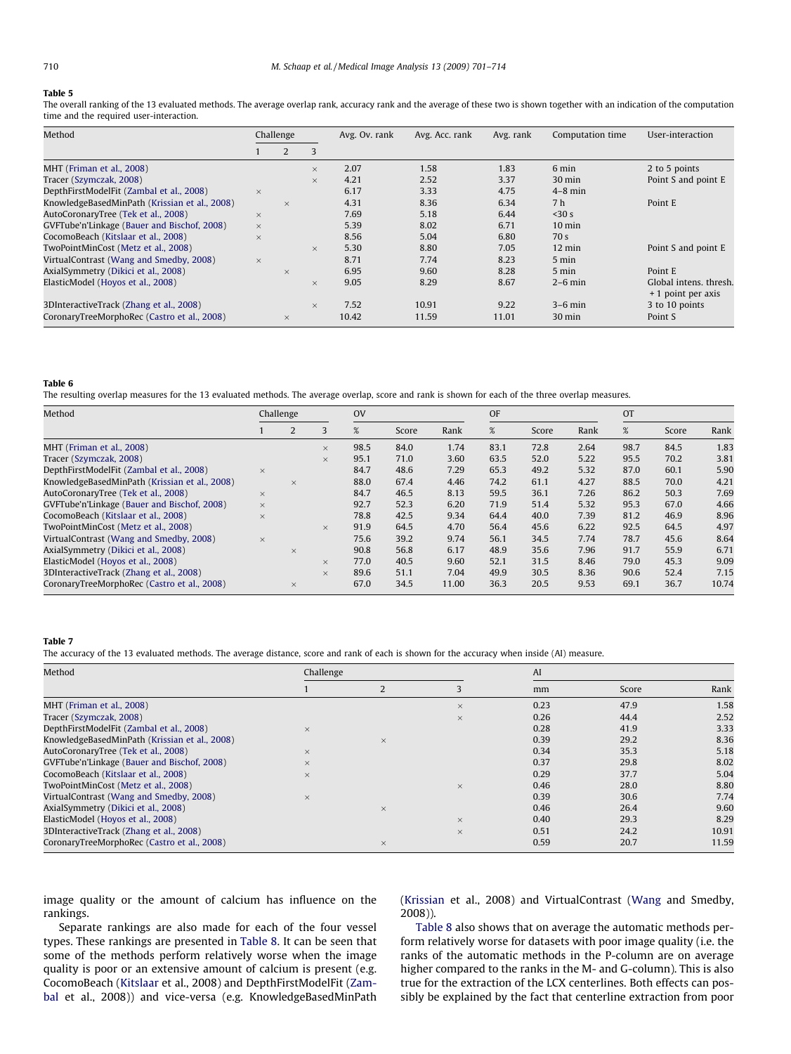**Table 5**
The overall ranking of the 13 evaluated methods. The average overlap rank, accuracy rank and the average of these two is shown together with an indication of the computation time and the required user-interaction.

| Method | Challenge | | | Avg. Ov. rank | Avg. Acc. rank | Avg. rank | Computation time | User-interaction |
|---|---|---|---|---|---|---|---|---|
| | 1 | 2 | 3 | | | | | |
| MHT (Friman et al., 2008) | | | × | 2.07 | 1.58 | 1.83 | 6 min | 2 to 5 points |
| Tracer (Szymczak, 2008) | | | × | 4.21 | 2.52 | 3.37 | 30 min | Point S and point E |
| DepthFirstModelFit (Zambal et al., 2008) | × | | | 6.17 | 3.33 | 4.75 | 4–8 min | |
| KnowledgeBasedMinPath (Krissian et al., 2008) | | × | | 4.31 | 8.36 | 6.34 | 7 h | Point E |
| AutoCoronaryTree (Tek et al., 2008) | × | | | 7.69 | 5.18 | 6.44 | <30 s | |
| GVFTube'n'Linkage (Bauer and Bischof, 2008) | × | | | 5.39 | 8.02 | 6.71 | 10 min | |
| CocomoBeach (Kitslaar et al., 2008) | × | | | 8.56 | 5.04 | 6.80 | 70 s | |
| TwoPointMinCost (Metz et al., 2008) | | | × | 5.30 | 8.80 | 7.05 | 12 min | Point S and point E |
| VirtualContrast (Wang and Smedby, 2008) | × | | | 8.71 | 7.74 | 8.23 | 5 min | |
| AxialSymmetry (Dikici et al., 2008) | | × | | 6.95 | 9.60 | 8.28 | 5 min | Point E |
| ElasticModel (Hoyos et al., 2008) | | | × | 9.05 | 8.29 | 8.67 | 2–6 min | Global intens. thresh. + 1 point per axis |
| 3DInteractiveTrack (Zhang et al., 2008) | | | × | 7.52 | 10.91 | 9.22 | 3–6 min | 3 to 10 points |
| CoronaryTreeMorphoRec (Castro et al., 2008) | | × | | 10.42 | 11.59 | 11.01 | 30 min | Point S |

**Table 6**
The resulting overlap measures for the 13 evaluated methods. The average overlap, score and rank is shown for each of the three overlap measures.

| Method | Challenge | | | OV | | | OF | | | OT | | |
|---|---|---|---|---|---|---|---|---|---|---|---|---|
| | 1 | 2 | 3 | % | Score | Rank | % | Score | Rank | % | Score | Rank |
| MHT (Friman et al., 2008) | | | × | 98.5 | 84.0 | 1.74 | 83.1 | 72.8 | 2.64 | 98.7 | 84.5 | 1.83 |
| Tracer (Szymczak, 2008) | | | × | 95.1 | 71.0 | 3.60 | 63.5 | 52.0 | 5.22 | 95.5 | 70.2 | 3.81 |
| DepthFirstModelFit (Zambal et al., 2008) | × | | | 84.7 | 48.6 | 7.29 | 65.3 | 49.2 | 5.32 | 87.0 | 60.1 | 5.90 |
| KnowledgeBasedMinPath (Krissian et al., 2008) | | × | | 88.0 | 67.4 | 4.46 | 74.2 | 61.1 | 4.27 | 88.5 | 70.0 | 4.21 |
| AutoCoronaryTree (Tek et al., 2008) | × | | | 84.7 | 46.5 | 8.13 | 59.5 | 36.1 | 7.26 | 86.2 | 50.3 | 7.69 |
| GVFTube'n'Linkage (Bauer and Bischof, 2008) | × | | | 92.7 | 52.3 | 6.20 | 71.9 | 51.4 | 5.32 | 95.3 | 67.0 | 4.66 |
| CocomoBeach (Kitslaar et al., 2008) | × | | | 78.8 | 42.5 | 9.34 | 64.4 | 40.0 | 7.39 | 81.2 | 46.9 | 8.96 |
| TwoPointMinCost (Metz et al., 2008) | | | × | 91.9 | 64.5 | 4.70 | 56.4 | 45.6 | 6.22 | 92.5 | 64.5 | 4.97 |
| VirtualContrast (Wang and Smedby, 2008) | × | | | 75.6 | 39.2 | 9.74 | 56.1 | 34.5 | 7.74 | 78.7 | 45.6 | 8.64 |
| AxialSymmetry (Dikici et al., 2008) | | × | | 90.8 | 56.8 | 6.17 | 48.9 | 35.6 | 7.96 | 91.7 | 55.9 | 6.71 |
| ElasticModel (Hoyos et al., 2008) | | | × | 77.0 | 40.5 | 9.60 | 52.1 | 31.5 | 8.46 | 79.0 | 45.3 | 9.09 |
| 3DInteractiveTrack (Zhang et al., 2008) | | | × | 89.6 | 51.1 | 7.04 | 49.9 | 30.5 | 8.36 | 90.6 | 52.4 | 7.15 |
| CoronaryTreeMorphoRec (Castro et al., 2008) | | × | | 67.0 | 34.5 | 11.00 | 36.3 | 20.5 | 9.53 | 69.1 | 36.7 | 10.74 |

**Table 7**
The accuracy of the 13 evaluated methods. The average distance, score and rank of each is shown for the accuracy when inside (AI) measure.

| Method | Challenge | | | AI | | |
|---|---|---|---|---|---|---|
| | 1 | 2 | 3 | mm | Score | Rank |
| MHT (Friman et al., 2008) | | | × | 0.23 | 47.9 | 1.58 |
| Tracer (Szymczak, 2008) | | | × | 0.26 | 44.4 | 2.52 |
| DepthFirstModelFit (Zambal et al., 2008) | × | | | 0.28 | 41.9 | 3.33 |
| KnowledgeBasedMinPath (Krissian et al., 2008) | | × | | 0.39 | 29.2 | 8.36 |
| AutoCoronaryTree (Tek et al., 2008) | × | | | 0.34 | 35.3 | 5.18 |
| GVFTube'n'Linkage (Bauer and Bischof, 2008) | × | | | 0.37 | 29.8 | 8.02 |
| CocomoBeach (Kitslaar et al., 2008) | × | | | 0.29 | 37.7 | 5.04 |
| TwoPointMinCost (Metz et al., 2008) | | | × | 0.46 | 28.0 | 8.80 |
| VirtualContrast (Wang and Smedby, 2008) | × | | | 0.39 | 30.6 | 7.74 |
| AxialSymmetry (Dikici et al., 2008) | | × | | 0.46 | 26.4 | 9.60 |
| ElasticModel (Hoyos et al., 2008) | | | × | 0.40 | 29.3 | 8.29 |
| 3DInteractiveTrack (Zhang et al., 2008) | | | × | 0.51 | 24.2 | 10.91 |
| CoronaryTreeMorphoRec (Castro et al., 2008) | | × | | 0.59 | 20.7 | 11.59 |

image quality or the amount of calcium has influence on the rankings.

Separate rankings are also made for each of the four vessel types. These rankings are presented in Table 8. It can be seen that some of the methods perform relatively worse when the image quality is poor or an extensive amount of calcium is present (e.g. CocomoBeach (Kitslaar et al., 2008) and DepthFirstModelFit (Zambal et al., 2008)) and vice-versa (e.g. KnowledgeBasedMinPath (Krissian et al., 2008) and VirtualContrast (Wang and Smedby, 2008)).

Table 8 also shows that on average the automatic methods perform relatively worse for datasets with poor image quality (i.e. the ranks of the automatic methods in the P-column are on average higher compared to the ranks in the M- and G-column). This is also true for the extraction of the LCX centerlines. Both effects can possibly be explained by the fact that centerline extraction from poor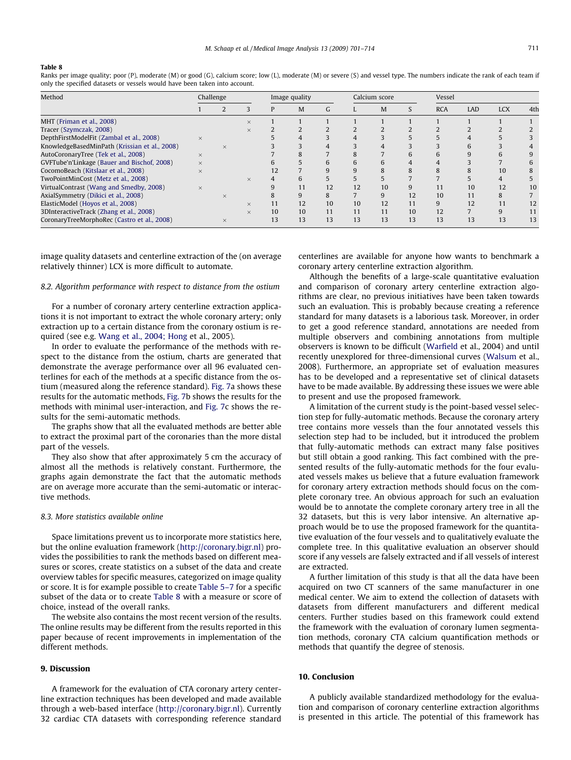**Table 8**

Ranks per image quality; poor (P), moderate (M) or good (G), calcium score; low (L), moderate (M) or severe (S) and vessel type. The numbers indicate the rank of each team if only the specified datasets or vessels would have been taken into account.

| Method | Challenge | | | Image quality | | | Calcium score | | | Vessel | | | |
|---|---|---|---|---|---|---|---|---|---|---|---|---|---|
| | 1 | 2 | 3 | P | M | G | L | M | S | RCA | LAD | LCX | 4th |
| MHT (Friman et al., 2008) | | | × | 1 | 1 | 1 | 1 | 1 | 1 | 1 | 1 | 1 | 1 |
| Tracer (Szymczak, 2008) | | | × | 2 | 2 | 2 | 2 | 2 | 2 | 2 | 2 | 2 | 2 |
| DepthFirstModelFit (Zambal et al., 2008) | × | | | 5 | 4 | 3 | 4 | 3 | 5 | 5 | 4 | 5 | 3 |
| KnowledgeBasedMinPath (Krissian et al., 2008) | | × | | 3 | 3 | 4 | 3 | 4 | 3 | 3 | 6 | 3 | 4 |
| AutoCoronaryTree (Tek et al., 2008) | × | | | 7 | 8 | 7 | 8 | 7 | 6 | 6 | 9 | 6 | 9 |
| GVFTube'n'Linkage (Bauer and Bischof, 2008) | × | | | 6 | 5 | 6 | 6 | 6 | 4 | 4 | 3 | 7 | 6 |
| CocomoBeach (Kitslaar et al., 2008) | × | | | 12 | 7 | 9 | 9 | 8 | 8 | 8 | 8 | 10 | 8 |
| TwoPointMinCost (Metz et al., 2008) | | | × | 4 | 6 | 5 | 5 | 5 | 7 | 7 | 5 | 4 | 5 |
| VirtualContrast (Wang and Smedby, 2008) | × | | | 9 | 11 | 12 | 12 | 10 | 9 | 11 | 10 | 12 | 10 |
| AxialSymmetry (Dikici et al., 2008) | | × | | 8 | 9 | 8 | 7 | 9 | 12 | 10 | 11 | 8 | 7 |
| ElasticModel (Hoyos et al., 2008) | | | × | 11 | 12 | 10 | 10 | 12 | 11 | 9 | 12 | 11 | 12 |
| 3DInteractiveTrack (Zhang et al., 2008) | | | × | 10 | 10 | 11 | 11 | 11 | 10 | 12 | 7 | 9 | 11 |
| CoronaryTreeMorphoRec (Castro et al., 2008) | | × | | 13 | 13 | 13 | 13 | 13 | 13 | 13 | 13 | 13 | 13 |

image quality datasets and centerline extraction of the (on average relatively thinner) LCX is more difficult to automate.

### 8.2. Algorithm performance with respect to distance from the ostium

For a number of coronary artery centerline extraction applications it is not important to extract the whole coronary artery; only extraction up to a certain distance from the coronary ostium is required (see e.g. Wang et al., 2004; Hong et al., 2005).

In order to evaluate the performance of the methods with respect to the distance from the ostium, charts are generated that demonstrate the average performance over all 96 evaluated centerlines for each of the methods at a specific distance from the ostium (measured along the reference standard). Fig. 7a shows these results for the automatic methods, Fig. 7b shows the results for the methods with minimal user-interaction, and Fig. 7c shows the results for the semi-automatic methods.

The graphs show that all the evaluated methods are better able to extract the proximal part of the coronaries than the more distal part of the vessels.

They also show that after approximately 5 cm the accuracy of almost all the methods is relatively constant. Furthermore, the graphs again demonstrate the fact that the automatic methods are on average more accurate than the semi-automatic or interactive methods.

### 8.3. More statistics available online

Space limitations prevent us to incorporate more statistics here, but the online evaluation framework (http://coronary.bigr.nl) provides the possibilities to rank the methods based on different measures or scores, create statistics on a subset of the data and create overview tables for specific measures, categorized on image quality or score. It is for example possible to create Table 5–7 for a specific subset of the data or to create Table 8 with a measure or score of choice, instead of the overall ranks.

The website also contains the most recent version of the results. The online results may be different from the results reported in this paper because of recent improvements in implementation of the different methods.

## 9. Discussion

A framework for the evaluation of CTA coronary artery centerline extraction techniques has been developed and made available through a web-based interface (http://coronary.bigr.nl). Currently 32 cardiac CTA datasets with corresponding reference standard centerlines are available for anyone how wants to benchmark a coronary artery centerline extraction algorithm.

Although the benefits of a large-scale quantitative evaluation and comparison of coronary artery centerline extraction algorithms are clear, no previous initiatives have been taken towards such an evaluation. This is probably because creating a reference standard for many datasets is a laborious task. Moreover, in order to get a good reference standard, annotations are needed from multiple observers and combining annotations from multiple observers is known to be difficult (Warfield et al., 2004) and until recently unexplored for three-dimensional curves (Walsum et al., 2008). Furthermore, an appropriate set of evaluation measures has to be developed and a representative set of clinical datasets have to be made available. By addressing these issues we were able to present and use the proposed framework.

A limitation of the current study is the point-based vessel selection step for fully-automatic methods. Because the coronary artery tree contains more vessels than the four annotated vessels this selection step had to be included, but it introduced the problem that fully-automatic methods can extract many false positives but still obtain a good ranking. This fact combined with the presented results of the fully-automatic methods for the four evaluated vessels makes us believe that a future evaluation framework for coronary artery extraction methods should focus on the complete coronary tree. An obvious approach for such an evaluation would be to annotate the complete coronary artery tree in all the 32 datasets, but this is very labor intensive. An alternative approach would be to use the proposed framework for the quantitative evaluation of the four vessels and to qualitatively evaluate the complete tree. In this qualitative evaluation an observer should score if any vessels are falsely extracted and if all vessels of interest are extracted.

A further limitation of this study is that all the data have been acquired on two CT scanners of the same manufacturer in one medical center. We aim to extend the collection of datasets with datasets from different manufacturers and different medical centers. Further studies based on this framework could extend the framework with the evaluation of coronary lumen segmentation methods, coronary CTA calcium quantification methods or methods that quantify the degree of stenosis.

## 10. Conclusion

A publicly available standardized methodology for the evaluation and comparison of coronary centerline extraction algorithms is presented in this article. The potential of this framework has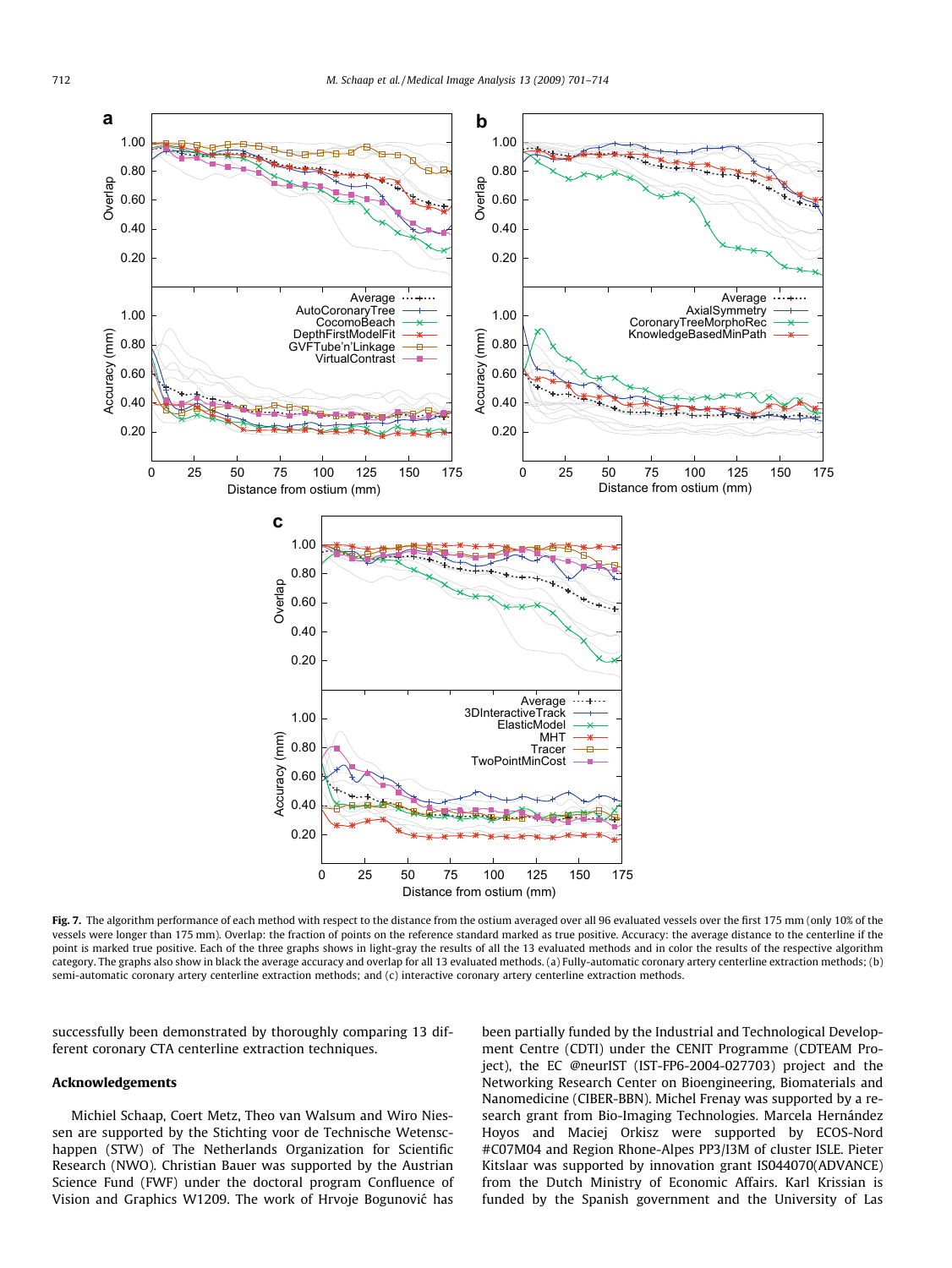Fig. 7. The algorithm performance of each method with respect to the distance from the ostium averaged over all 96 evaluated vessels over the first 175 mm (only 10% of the vessels were longer than 175 mm). Overlap: the fraction of points on the reference standard marked as true positive. Accuracy: the average distance to the centerline if the point is marked true positive. Each of the three graphs shows in light-gray the results of all the 13 evaluated methods and in color the results of the respective algorithm category. The graphs also show in black the average accuracy and overlap for all 13 evaluated methods. (a) Fully-automatic coronary artery centerline extraction methods; (b) semi-automatic coronary artery centerline extraction methods; and (c) interactive coronary artery centerline extraction methods.

successfully been demonstrated by thoroughly comparing 13 different coronary CTA centerline extraction techniques.

## Acknowledgements

Michiel Schaap, Coert Metz, Theo van Walsum and Wiro Niessen are supported by the Stichting voor de Technische Wetenschappen (STW) of The Netherlands Organization for Scientific Research (NWO). Christian Bauer was supported by the Austrian Science Fund (FWF) under the doctoral program Confluence of Vision and Graphics W1209. The work of Hrvoje Bogunović has been partially funded by the Industrial and Technological Development Centre (CDTI) under the CENIT Programme (CDTEAM Project), the EC @neurIST (IST-FP6-2004-027703) project and the Networking Research Center on Bioengineering, Biomaterials and Nanomedicine (CIBER-BBN). Michel Frenay was supported by a research grant from Bio-Imaging Technologies. Marcela Hernández Hoyos and Maciej Orkisz were supported by ECOS-Nord #C07M04 and Region Rhone-Alpes PP3/I3M of cluster ISLE. Pieter Kitslaar was supported by innovation grant IS044070(ADVANCE) from the Dutch Ministry of Economic Affairs. Karl Krissian is funded by the Spanish government and the University of Las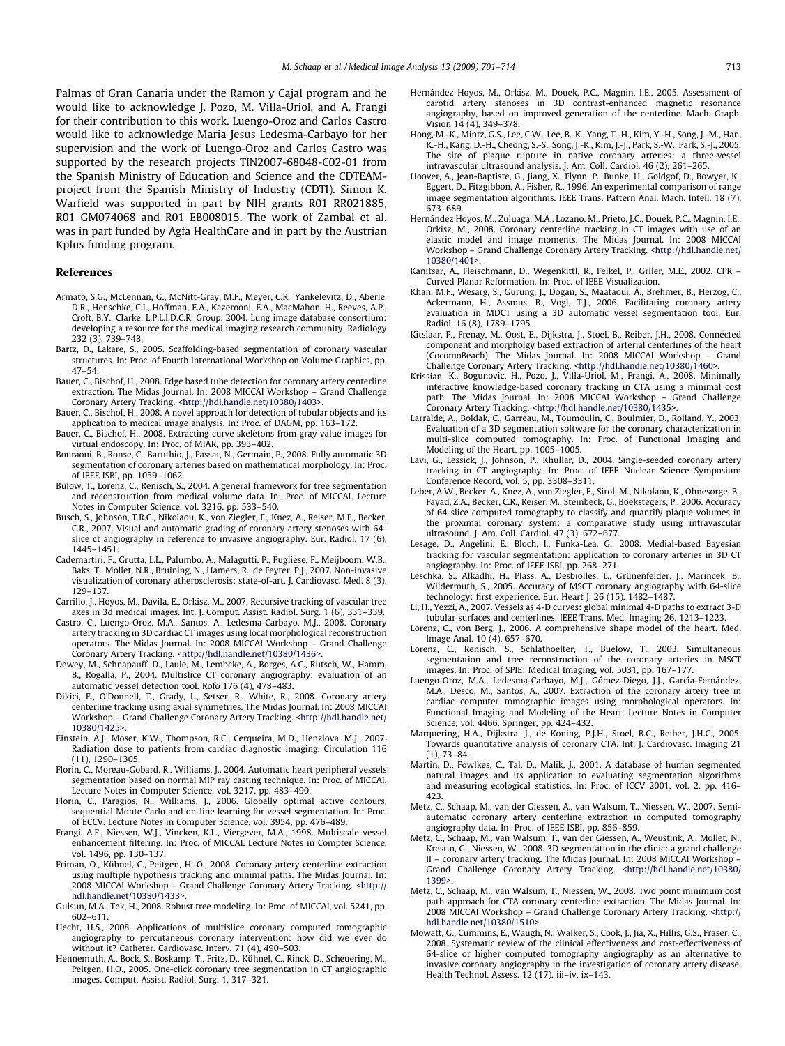Palmas of Gran Canaria under the Ramon y Cajal program and he would like to acknowledge J. Pozo, M. Villa-Uriol, and A. Frangi for their contribution to this work. Luengo-Oroz and Carlos Castro would like to acknowledge Maria Jesus Ledesma-Carbayo for her supervision and the work of Luengo-Oroz and Carlos Castro was supported by the research projects TIN2007-68048-C02-01 from the Spanish Ministry of Education and Science and the CDTEAM-project from the Spanish Ministry of Industry (CDTI). Simon K. Warfield was supported in part by NIH grants R01 RR021885, R01 GM074068 and R01 EB008015. The work of Zambal et al. was in part funded by Agfa HealthCare and in part by the Austrian Kplus funding program.

## References

Armato, S.G., McLennan, G., McNitt-Gray, M.F., Meyer, C.R., Yankelevitz, D., Aberle, D.R., Henschke, C.I., Hoffman, E.A., Kazerooni, E.A., MacMahon, H., Reeves, A.P., Croft, B.Y., Clarke, L.P.L.I.D.C.R. Group, 2004. Lung image database consortium: developing a resource for the medical imaging research community. Radiology 232 (3), 739–748.

Bartz, D., Lakare, S., 2005. Scaffolding-based segmentation of coronary vascular structures. In: Proc. of Fourth International Workshop on Volume Graphics, pp. 47–54.

Bauer, C., Bischof, H., 2008. Edge based tube detection for coronary artery centerline extraction. The Midas Journal. In: 2008 MICCAI Workshop – Grand Challenge Coronary Artery Tracking. <http://hdl.handle.net/10380/1403>.

Bauer, C., Bischof, H., 2008. A novel approach for detection of tubular objects and its application to medical image analysis. In: Proc. of DAGM, pp. 163–172.

Bauer, C., Bischof, H., 2008. Extracting curve skeletons from gray value images for virtual endoscopy. In: Proc. of MIAR, pp. 393–402.

Bouraoui, B., Ronse, C., Baruthio, J., Passat, N., Germain, P., 2008. Fully automatic 3D segmentation of coronary arteries based on mathematical morphology. In: Proc. of IEEE ISBI, pp. 1059–1062.

Bülow, T., Lorenz, C., Renisch, S., 2004. A general framework for tree segmentation and reconstruction from medical volume data. In: Proc. of MICCAI. Lecture Notes in Computer Science, vol. 3216, pp. 533–540.

Busch, S., Johnson, T.R.C., Nikolaou, K., von Ziegler, F., Knez, A., Reiser, M.F., Becker, C.R., 2007. Visual and automatic grading of coronary artery stenoses with 64-slice ct angiography in reference to invasive angiography. Eur. Radiol. 17 (6), 1445–1451.

Cademartiri, F., Grutta, L.L., Palumbo, A., Malagutti, P., Pugliese, F., Meijboom, W.B., Baks, T., Mollet, N.R., Bruining, N., Hamers, R., de Feyter, P.J., 2007. Non-invasive visualization of coronary atherosclerosis: state-of-art. J. Cardiovasc. Med. 8 (3), 129–137.

Carrillo, J., Hoyos, M., Davila, E., Orkisz, M., 2007. Recursive tracking of vascular tree axes in 3d medical images. Int. J. Comput. Assist. Radiol. Surg. 1 (6), 331–339.

Castro, C., Luengo-Oroz, M.A., Santos, A., Ledesma-Carbayo, M.J., 2008. Coronary artery tracking in 3D cardiac CT images using local morphological reconstruction operators. The Midas Journal. In: 2008 MICCAI Workshop – Grand Challenge Coronary Artery Tracking. <http://hdl.handle.net/10380/1436>.

Dewey, M., Schnapauff, D., Laule, M., Lembcke, A., Borges, A.C., Rutsch, W., Hamm, B., Rogalla, P., 2004. Multislice CT coronary angiography: evaluation of an automatic vessel detection tool. Rofo 176 (4), 478–483.

Dikici, E., O'Donnell, T., Grady, L., Setser, R., White, R., 2008. Coronary artery centerline tracking using axial symmetries. The Midas Journal. In: 2008 MICCAI Workshop – Grand Challenge Coronary Artery Tracking. <http://hdl.handle.net/10380/1425>.

Einstein, A.J., Moser, K.W., Thompson, R.C., Cerqueira, M.D., Henzlova, M.J., 2007. Radiation dose to patients from cardiac diagnostic imaging. Circulation 116 (11), 1290–1305.

Florin, C., Moreau-Gobard, R., Williams, J., 2004. Automatic heart peripheral vessels segmentation based on normal MIP ray casting technique. In: Proc. of MICCAI. Lecture Notes in Computer Science, vol. 3217, pp. 483–490.

Florin, C., Paragios, N., Williams, J., 2006. Globally optimal active contours, sequential Monte Carlo and on-line learning for vessel segmentation. In: Proc. of ECCV. Lecture Notes in Computer Science, vol. 3954, pp. 476–489.

Frangi, A.F., Niessen, W.J., Vincken, K.L., Viergever, M.A., 1998. Multiscale vessel enhancement filtering. In: Proc. of MICCAI. Lecture Notes in Compter Science, vol. 1496, pp. 130–137.

Friman, O., Kühnel, C., Peitgen, H.-O., 2008. Coronary artery centerline extraction using multiple hypothesis tracking and minimal paths. The Midas Journal. In: 2008 MICCAI Workshop – Grand Challenge Coronary Artery Tracking. <http://hdl.handle.net/10380/1433>.

Gulsun, M.A., Tek, H., 2008. Robust tree modeling. In: Proc. of MICCAI, vol. 5241, pp. 602–611.

Hecht, H.S., 2008. Applications of multislice coronary computed tomographic angiography to percutaneous coronary intervention: how did we ever do without it? Catheter. Cardiovasc. Interv. 71 (4), 490–503.

Hennemuth, A., Bock, S., Boskamp, T., Fritz, D., Kühnel, C., Rinck, D., Scheuering, M., Peitgen, H.O., 2005. One-click coronary tree segmentation in CT angiographic images. Comput. Assist. Radiol. Surg. 1, 317–321.

Hernández Hoyos, M., Orkisz, M., Douek, P.C., Magnin, I.E., 2005. Assessment of carotid artery stenoses in 3D contrast-enhanced magnetic resonance angiography, based on improved generation of the centerline. Mach. Graph. Vision 14 (4), 349–378.

Hong, M.-K., Mintz, G.S., Lee, C.W., Lee, B.-K., Yang, T.-H., Kim, Y.-H., Song, J.-M., Han, K.-H., Kang, D.-H., Cheong, S.-S., Song, J.-K., Kim, J.-J., Park, S.-W., Park, S.-J., 2005. The site of plaque rupture in native coronary arteries: a three-vessel intravascular ultrasound analysis. J. Am. Coll. Cardiol. 46 (2), 261–265.

Hoover, A., Jean-Baptiste, G., Jiang, X., Flynn, P., Bunke, H., Goldgof, D., Bowyer, K., Eggert, D., Fitzgibbon, A., Fisher, R., 1996. An experimental comparison of range image segmentation algorithms. IEEE Trans. Pattern Anal. Mach. Intell. 18 (7), 673–689.

Hernández Hoyos, M., Zuluaga, M.A., Lozano, M., Prieto, J.C., Douek, P.C., Magnin, I.E., Orkisz, M., 2008. Coronary centerline tracking in CT images with use of an elastic model and image moments. The Midas Journal. In: 2008 MICCAI Workshop – Grand Challenge Coronary Artery Tracking. <http://hdl.handle.net/10380/1401>.

Kanitsar, A., Fleischmann, D., Wegenkittl, R., Felkel, P., Grller, M.E., 2002. CPR – Curved Planar Reformation. In: Proc. of IEEE Visualization.

Khan, M.F., Wesarg, S., Gurung, J., Dogan, S., Maataoui, A., Brehmer, B., Herzog, C., Ackermann, H., Assmus, B., Vogl, T.J., 2006. Facilitating coronary artery evaluation in MDCT using a 3D automatic vessel segmentation tool. Eur. Radiol. 16 (8), 1789–1795.

Kitslaar, P., Frenay, M., Oost, E., Dijkstra, J., Stoel, B., Reiber, J.H., 2008. Connected component and morpholgy based extraction of arterial centerlines of the heart (CocomoBeach). The Midas Journal. In: 2008 MICCAI Workshop – Grand Challenge Coronary Artery Tracking. <http://hdl.handle.net/10380/1460>.

Krissian, K., Bogunovic, H., Pozo, J., Villa-Uriol, M., Frangi, A., 2008. Minimally interactive knowledge-based coronary tracking in CTA using a minimal cost path. The Midas Journal. In: 2008 MICCAI Workshop – Grand Challenge Coronary Artery Tracking. <http://hdl.handle.net/10380/1435>.

Larralde, A., Boldak, C., Garreau, M., Toumoulin, C., Boulmier, D., Rolland, Y., 2003. Evaluation of a 3D segmentation software for the coronary characterization in multi-slice computed tomography. In: Proc. of Functional Imaging and Modeling of the Heart, pp. 1005–1005.

Lavi, G., Lessick, J., Johnson, P., Khullar, D., 2004. Single-seeded coronary artery tracking in CT angiography. In: Proc. of IEEE Nuclear Science Symposium Conference Record, vol. 5, pp. 3308–3311.

Leber, A.W., Becker, A., Knez, A., von Ziegler, F., Sirol, M., Nikolaou, K., Ohnesorge, B., Fayad, Z.A., Becker, C.R., Reiser, M., Steinbeck, G., Boekstegers, P., 2006. Accuracy of 64-slice computed tomography to classify and quantify plaque volumes in the proximal coronary system: a comparative study using intravascular ultrasound. J. Am. Coll. Cardiol. 47 (3), 672–677.

Lesage, D., Angelini, E., Bloch, I., Funka-Lea, G., 2008. Medial-based Bayesian tracking for vascular segmentation: application to coronary arteries in 3D CT angiography. In: Proc. of IEEE ISBI, pp. 268–271.

Leschka, S., Alkadhi, H., Plass, A., Desbiolles, L., Grünenfelder, J., Marincek, B., Wildermuth, S., 2005. Accuracy of MSCT coronary angiography with 64-slice technology: first experience. Eur. Heart J. 26 (15), 1482–1487.

Li, H., Yezzi, A., 2007. Vessels as 4-D curves: global minimal 4-D paths to extract 3-D tubular surfaces and centerlines. IEEE Trans. Med. Imaging 26, 1213–1223.

Lorenz, C., von Berg, J., 2006. A comprehensive shape model of the heart. Med. Image Anal. 10 (4), 657–670.

Lorenz, C., Renisch, S., Schlathoelter, T., Buelow, T., 2003. Simultaneous segmentation and tree reconstruction of the coronary arteries in MSCT images. In: Proc. of SPIE: Medical Imaging, vol. 5031, pp. 167–177.

Luengo-Oroz, M.A., Ledesma-Carbayo, M.J., Gómez-Diego, J.J., García-Fernández, M.A., Desco, M., Santos, A., 2007. Extraction of the coronary artery tree in cardiac computer tomographic images using morphological operators. In: Functional Imaging and Modeling of the Heart, Lecture Notes in Computer Science, vol. 4466. Springer, pp. 424–432.

Marquering, H.A., Dijkstra, J., de Koning, P.J.H., Stoel, B.C., Reiber, J.H.C., 2005. Towards quantitative analysis of coronary CTA. Int. J. Cardiovasc. Imaging 21 (1), 73–84.

Martin, D., Fowlkes, C., Tal, D., Malik, J., 2001. A database of human segmented natural images and its application to evaluating segmentation algorithms and measuring ecological statistics. In: Proc. of ICCV 2001, vol. 2. pp. 416–423.

Metz, C., Schaap, M., van der Giessen, A., van Walsum, T., Niessen, W., 2007. Semi-automatic coronary artery centerline extraction in computed tomography angiography data. In: Proc. of IEEE ISBI, pp. 856–859.

Metz, C., Schaap, M., van Walsum, T., van der Giessen, A., Weustink, A., Mollet, N., Krestin, G., Niessen, W., 2008. 3D segmentation in the clinic: a grand challenge II – coronary artery tracking. The Midas Journal. In: 2008 MICCAI Workshop – Grand Challenge Coronary Artery Tracking. <http://hdl.handle.net/10380/1399>.

Metz, C., Schaap, M., van Walsum, T., Niessen, W., 2008. Two point minimum cost path approach for CTA coronary centerline extraction. The Midas Journal. In: 2008 MICCAI Workshop – Grand Challenge Coronary Artery Tracking. <http://hdl.handle.net/10380/1510>.

Mowatt, G., Cummins, E., Waugh, N., Walker, S., Cook, J., Jia, X., Hillis, G.S., Fraser, C., 2008. Systematic review of the clinical effectiveness and cost-effectiveness of 64-slice or higher computed tomography angiography as an alternative to invasive coronary angiography in the investigation of coronary artery disease. Health Technol. Assess. 12 (17). iii–iv, ix–143.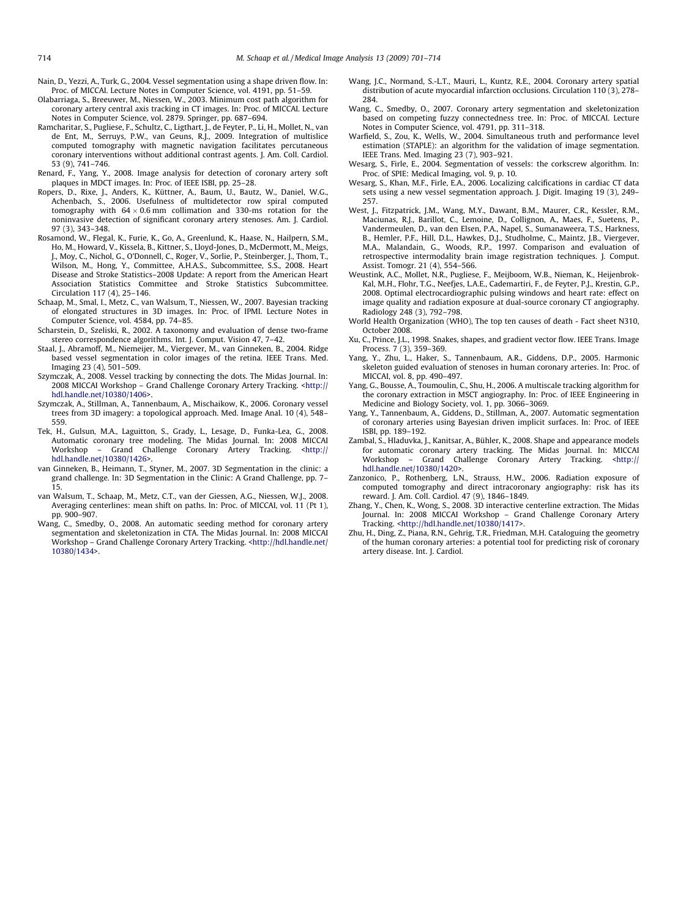Nain, D., Yezzi, A., Turk, G., 2004. Vessel segmentation using a shape driven flow. In: Proc. of MICCAI. Lecture Notes in Computer Science, vol. 4191, pp. 51–59.

Olabarriaga, S., Breeuwer, M., Niessen, W., 2003. Minimum cost path algorithm for coronary artery central axis tracking in CT images. In: Proc. of MICCAI. Lecture Notes in Computer Science, vol. 2879. Springer, pp. 687–694.

Ramcharitar, S., Pugliese, F., Schultz, C., Ligthart, J., de Feyter, P., Li, H., Mollet, N., van de Ent, M., Serruys, P.W., van Geuns, R.J., 2009. Integration of multislice computed tomography with magnetic navigation facilitates percutaneous coronary interventions without additional contrast agents. J. Am. Coll. Cardiol. 53 (9), 741–746.

Renard, F., Yang, Y., 2008. Image analysis for detection of coronary artery soft plaques in MDCT images. In: Proc. of IEEE ISBI, pp. 25–28.

Ropers, D., Rixe, J., Anders, K., Küttner, A., Baum, U., Bautz, W., Daniel, W.G., Achenbach, S., 2006. Usefulness of multidetector row spiral computed tomography with $64 \times 0.6$ mm collimation and 330-ms rotation for the noninvasive detection of significant coronary artery stenoses. Am. J. Cardiol. 97 (3), 343–348.

Rosamond, W., Flegal, K., Furie, K., Go, A., Greenlund, K., Haase, N., Hailpern, S.M., Ho, M., Howard, V., Kissela, B., Kittner, S., Lloyd-Jones, D., McDermott, M., Meigs, J., Moy, C., Nichol, G., O'Donnell, C., Roger, V., Sorlie, P., Steinberger, J., Thom, T., Wilson, M., Hong, Y., Committee, A.H.A.S., Subcommittee, S.S., 2008. Heart Disease and Stroke Statistics–2008 Update: A report from the American Heart Association Statistics Committee and Stroke Statistics Subcommittee. Circulation 117 (4), 25–146.

Schaap, M., Smal, I., Metz, C., van Walsum, T., Niessen, W., 2007. Bayesian tracking of elongated structures in 3D images. In: Proc. of IPMI. Lecture Notes in Computer Science, vol. 4584, pp. 74–85.

Scharstein, D., Szeliski, R., 2002. A taxonomy and evaluation of dense two-frame stereo correspondence algorithms. Int. J. Comput. Vision 47, 7–42.

Staal, J., Abramoff, M., Niemeijer, M., Viergever, M., van Ginneken, B., 2004. Ridge based vessel segmentation in color images of the retina. IEEE Trans. Med. Imaging 23 (4), 501–509.

Szymczak, A., 2008. Vessel tracking by connecting the dots. The Midas Journal. In: 2008 MICCAI Workshop – Grand Challenge Coronary Artery Tracking. <http://hdl.handle.net/10380/1406>.

Szymczak, A., Stillman, A., Tannenbaum, A., Mischaikow, K., 2006. Coronary vessel trees from 3D imagery: a topological approach. Med. Image Anal. 10 (4), 548–559.

Tek, H., Gulsun, M.A., Laguitton, S., Grady, L., Lesage, D., Funka-Lea, G., 2008. Automatic coronary tree modeling. The Midas Journal. In: 2008 MICCAI Workshop – Grand Challenge Coronary Artery Tracking. <http://hdl.handle.net/10380/1426>.

van Ginneken, B., Heimann, T., Styner, M., 2007. 3D Segmentation in the clinic: a grand challenge. In: 3D Segmentation in the Clinic: A Grand Challenge, pp. 7–15.

van Walsum, T., Schaap, M., Metz, C.T., van der Giessen, A.G., Niessen, W.J., 2008. Averaging centerlines: mean shift on paths. In: Proc. of MICCAI, vol. 11 (Pt 1), pp. 900–907.

Wang, C., Smedby, O., 2008. An automatic seeding method for coronary artery segmentation and skeletonization in CTA. The Midas Journal. In: 2008 MICCAI Workshop – Grand Challenge Coronary Artery Tracking. <http://hdl.handle.net/10380/1434>.

Wang, J.C., Normand, S.-L.T., Mauri, L., Kuntz, R.E., 2004. Coronary artery spatial distribution of acute myocardial infarction occlusions. Circulation 110 (3), 278–284.

Wang, C., Smedby, O., 2007. Coronary artery segmentation and skeletonization based on competing fuzzy connectedness tree. In: Proc. of MICCAI. Lecture Notes in Computer Science, vol. 4791, pp. 311–318.

Warfield, S., Zou, K., Wells, W., 2004. Simultaneous truth and performance level estimation (STAPLE): an algorithm for the validation of image segmentation. IEEE Trans. Med. Imaging 23 (7), 903–921.

Wesarg, S., Firle, E., 2004. Segmentation of vessels: the corkscrew algorithm. In: Proc. of SPIE: Medical Imaging, vol. 9, p. 10.

Wesarg, S., Khan, M.F., Firle, E.A., 2006. Localizing calcifications in cardiac CT data sets using a new vessel segmentation approach. J. Digit. Imaging 19 (3), 249–257.

West, J., Fitzpatrick, J.M., Wang, M.Y., Dawant, B.M., Maurer, C.R., Kessler, R.M., Maciunas, R.J., Barillot, C., Lemoine, D., Collignon, A., Maes, F., Suetens, P., Vandermeulen, D., van den Elsen, P.A., Napel, S., Sumanaweera, T.S., Harkness, B., Hemler, P.F., Hill, D.L., Hawkes, D.J., Studholme, C., Maintz, J.B., Viergever, M.A., Malandain, G., Woods, R.P., 1997. Comparison and evaluation of retrospective intermodality brain image registration techniques. J. Comput. Assist. Tomogr. 21 (4), 554–566.

Weustink, A.C., Mollet, N.R., Pugliese, F., Meijboom, W.B., Nieman, K., Heijenbrok-Kal, M.H., Flohr, T.G., Neefjes, L.A.E., Cademartiri, F., de Feyter, P.J., Krestin, G.P., 2008. Optimal electrocardiographic pulsing windows and heart rate: effect on image quality and radiation exposure at dual-source coronary CT angiography. Radiology 248 (3), 792–798.

World Health Organization (WHO), The top ten causes of death - Fact sheet N310, October 2008.

Xu, C., Prince, J.L., 1998. Snakes, shapes, and gradient vector flow. IEEE Trans. Image Process. 7 (3), 359–369.

Yang, Y., Zhu, L., Haker, S., Tannenbaum, A.R., Giddens, D.P., 2005. Harmonic skeleton guided evaluation of stenoses in human coronary arteries. In: Proc. of MICCAI, vol. 8, pp. 490–497.

Yang, G., Bousse, A., Toumoulin, C., Shu, H., 2006. A multiscale tracking algorithm for the coronary extraction in MSCT angiography. In: Proc. of IEEE Engineering in Medicine and Biology Society, vol. 1, pp. 3066–3069.

Yang, Y., Tannenbaum, A., Giddens, D., Stillman, A., 2007. Automatic segmentation of coronary arteries using Bayesian driven implicit surfaces. In: Proc. of IEEE ISBI, pp. 189–192.

Zambal, S., Hladuvka, J., Kanitsar, A., Bühler, K., 2008. Shape and appearance models for automatic coronary artery tracking. The Midas Journal. In: MICCAI Workshop – Grand Challenge Coronary Artery Tracking. <http://hdl.handle.net/10380/1420>.

Zanzonico, P., Rothenberg, L.N., Strauss, H.W., 2006. Radiation exposure of computed tomography and direct intracoronary angiography: risk has its reward. J. Am. Coll. Cardiol. 47 (9), 1846–1849.

Zhang, Y., Chen, K., Wong, S., 2008. 3D interactive centerline extraction. The Midas Journal. In: 2008 MICCAI Workshop – Grand Challenge Coronary Artery Tracking. <http://hdl.handle.net/10380/1417>.

Zhu, H., Ding, Z., Piana, R.N., Gehrig, T.R., Friedman, M.H. Cataloguing the geometry of the human coronary arteries: a potential tool for predicting risk of coronary artery disease. Int. J. Cardiol.